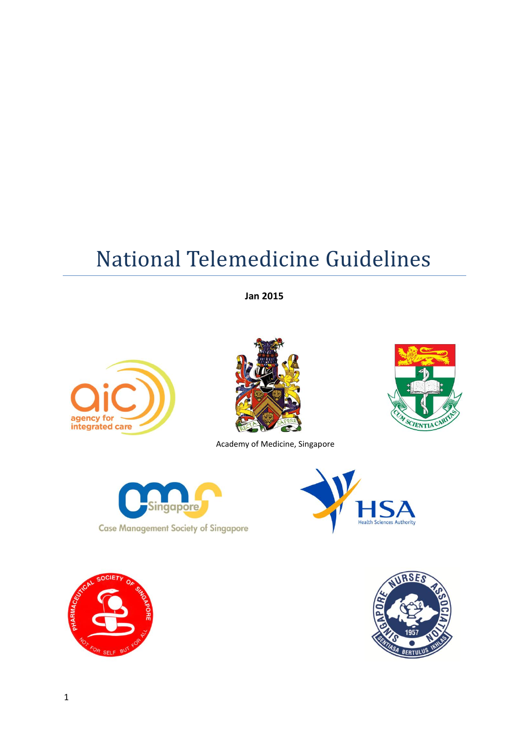# National Telemedicine Guidelines

**Jan 2015**

agency for integrated care

Academy of Medicine, Singapore

Case Management Society of Singapore

HSA Health Sciences Authority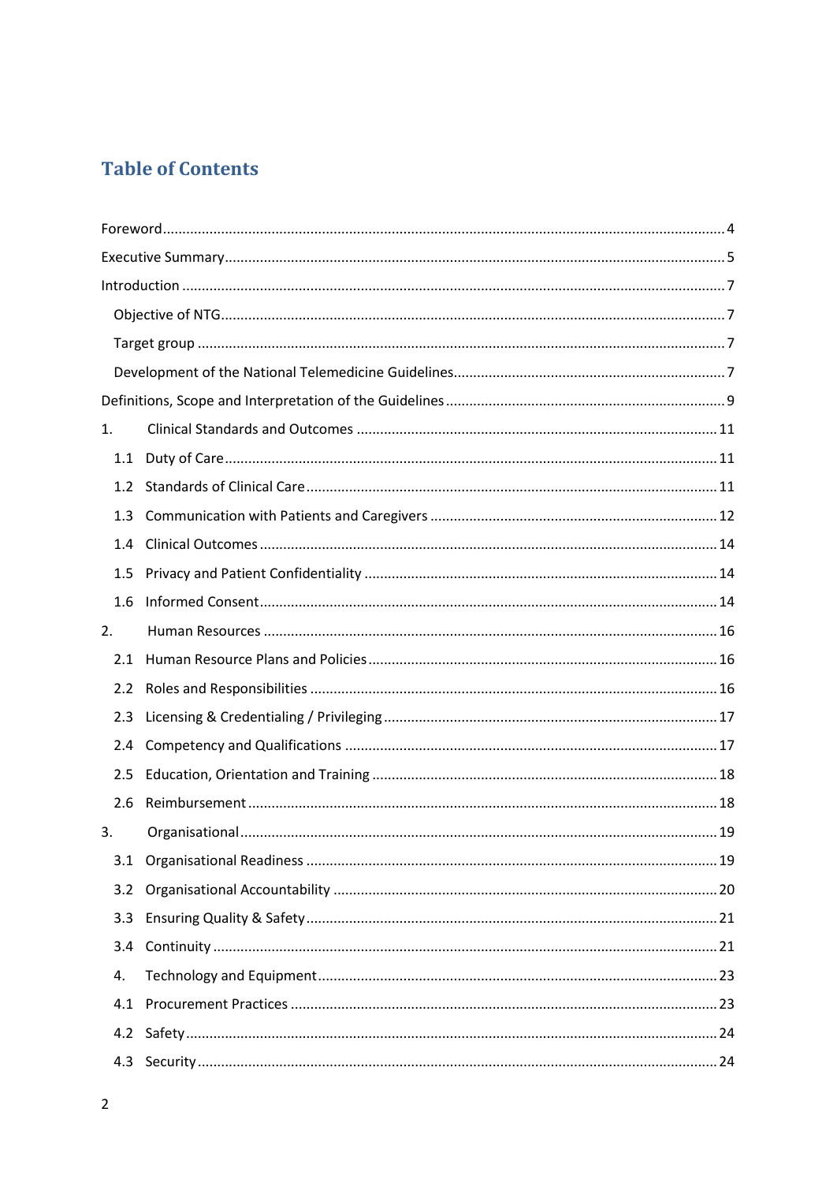# Table of Contents

Foreword ........ 4

Executive Summary ........ 5

Introduction ........ 7

- Objective of NTG ........ 7
- Target group ........ 7
- Development of the National Telemedicine Guidelines ........ 7

Definitions, Scope and Interpretation of the Guidelines ........ 9

1. Clinical Standards and Outcomes ........ 11
   - 1.1 Duty of Care ........ 11
   - 1.2 Standards of Clinical Care ........ 11
   - 1.3 Communication with Patients and Caregivers ........ 12
   - 1.4 Clinical Outcomes ........ 14
   - 1.5 Privacy and Patient Confidentiality ........ 14
   - 1.6 Informed Consent ........ 14
2. Human Resources ........ 16
   - 2.1 Human Resource Plans and Policies ........ 16
   - 2.2 Roles and Responsibilities ........ 16
   - 2.3 Licensing & Credentialing / Privileging ........ 17
   - 2.4 Competency and Qualifications ........ 17
   - 2.5 Education, Orientation and Training ........ 18
   - 2.6 Reimbursement ........ 18
3. Organisational ........ 19
   - 3.1 Organisational Readiness ........ 19
   - 3.2 Organisational Accountability ........ 20
   - 3.3 Ensuring Quality & Safety ........ 21
   - 3.4 Continuity ........ 21
4. Technology and Equipment ........ 23
   - 4.1 Procurement Practices ........ 23
   - 4.2 Safety ........ 24
   - 4.3 Security ........ 24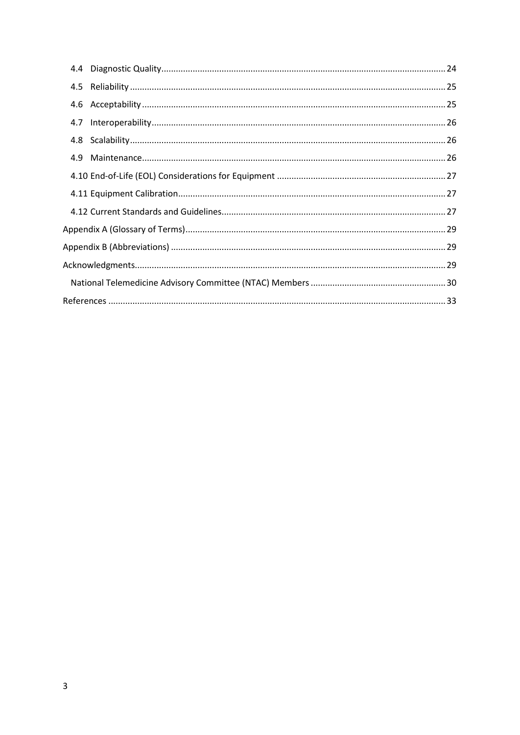4.4 Diagnostic Quality ........ 24

4.5 Reliability ........ 25

4.6 Acceptability ........ 25

4.7 Interoperability ........ 26

4.8 Scalability ........ 26

4.9 Maintenance ........ 26

4.10 End-of-Life (EOL) Considerations for Equipment ........ 27

4.11 Equipment Calibration ........ 27

4.12 Current Standards and Guidelines ........ 27

Appendix A (Glossary of Terms) ........ 29

Appendix B (Abbreviations) ........ 29

Acknowledgments ........ 29

National Telemedicine Advisory Committee (NTAC) Members ........ 30

References ........ 33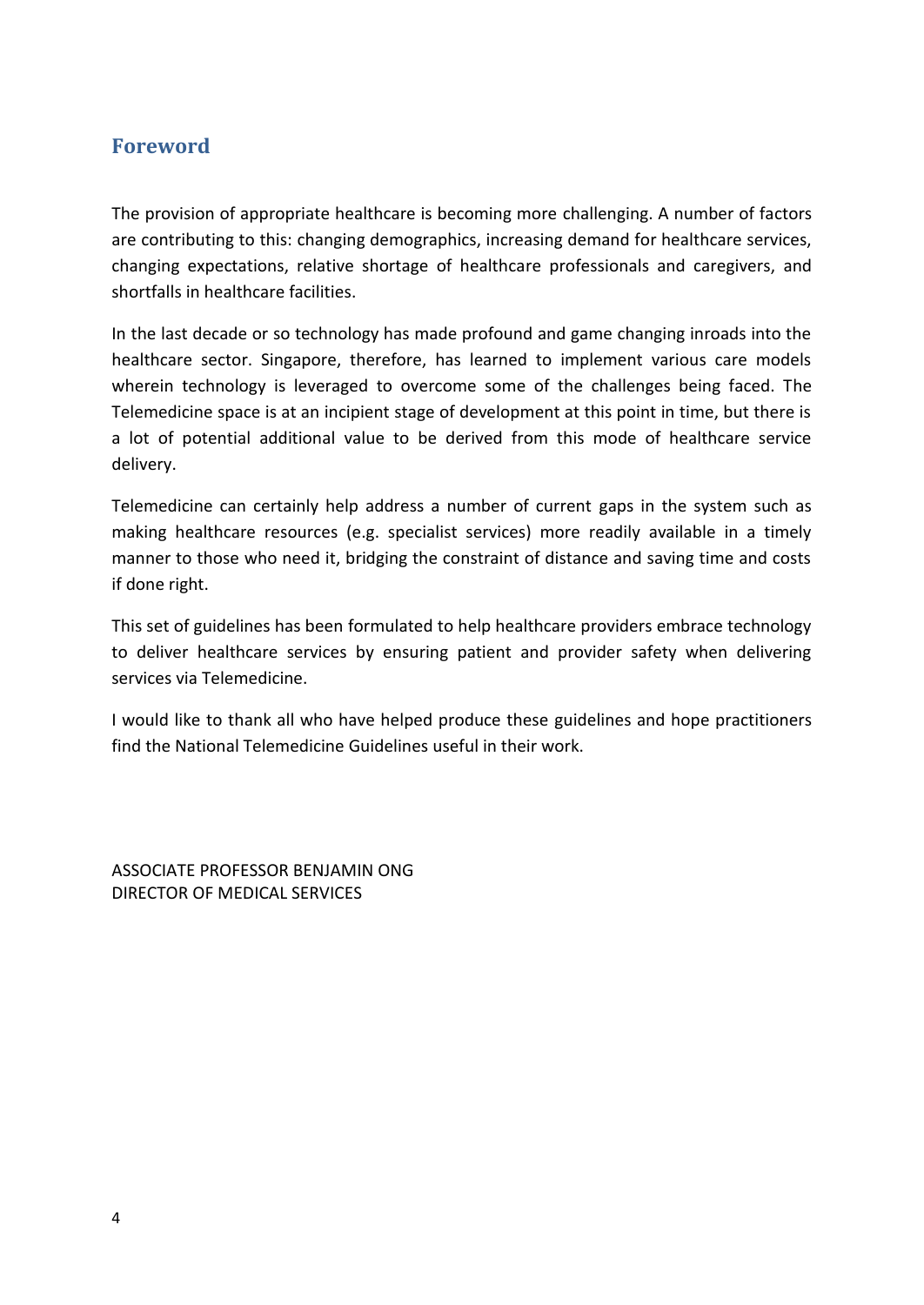## Foreword

The provision of appropriate healthcare is becoming more challenging. A number of factors are contributing to this: changing demographics, increasing demand for healthcare services, changing expectations, relative shortage of healthcare professionals and caregivers, and shortfalls in healthcare facilities.

In the last decade or so technology has made profound and game changing inroads into the healthcare sector. Singapore, therefore, has learned to implement various care models wherein technology is leveraged to overcome some of the challenges being faced. The Telemedicine space is at an incipient stage of development at this point in time, but there is a lot of potential additional value to be derived from this mode of healthcare service delivery.

Telemedicine can certainly help address a number of current gaps in the system such as making healthcare resources (e.g. specialist services) more readily available in a timely manner to those who need it, bridging the constraint of distance and saving time and costs if done right.

This set of guidelines has been formulated to help healthcare providers embrace technology to deliver healthcare services by ensuring patient and provider safety when delivering services via Telemedicine.

I would like to thank all who have helped produce these guidelines and hope practitioners find the National Telemedicine Guidelines useful in their work.

ASSOCIATE PROFESSOR BENJAMIN ONG
DIRECTOR OF MEDICAL SERVICES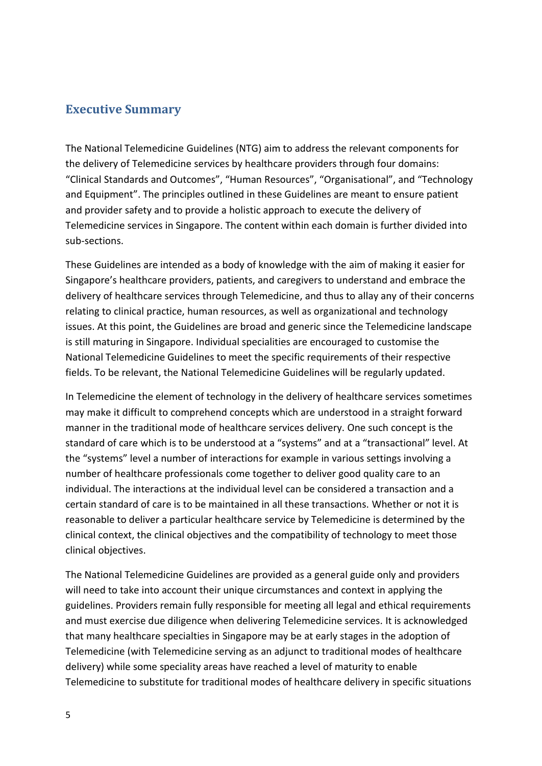## Executive Summary

The National Telemedicine Guidelines (NTG) aim to address the relevant components for the delivery of Telemedicine services by healthcare providers through four domains: "Clinical Standards and Outcomes", "Human Resources", "Organisational", and "Technology and Equipment". The principles outlined in these Guidelines are meant to ensure patient and provider safety and to provide a holistic approach to execute the delivery of Telemedicine services in Singapore. The content within each domain is further divided into sub-sections.

These Guidelines are intended as a body of knowledge with the aim of making it easier for Singapore's healthcare providers, patients, and caregivers to understand and embrace the delivery of healthcare services through Telemedicine, and thus to allay any of their concerns relating to clinical practice, human resources, as well as organizational and technology issues. At this point, the Guidelines are broad and generic since the Telemedicine landscape is still maturing in Singapore. Individual specialities are encouraged to customise the National Telemedicine Guidelines to meet the specific requirements of their respective fields. To be relevant, the National Telemedicine Guidelines will be regularly updated.

In Telemedicine the element of technology in the delivery of healthcare services sometimes may make it difficult to comprehend concepts which are understood in a straight forward manner in the traditional mode of healthcare services delivery. One such concept is the standard of care which is to be understood at a "systems" and at a "transactional" level. At the "systems" level a number of interactions for example in various settings involving a number of healthcare professionals come together to deliver good quality care to an individual. The interactions at the individual level can be considered a transaction and a certain standard of care is to be maintained in all these transactions. Whether or not it is reasonable to deliver a particular healthcare service by Telemedicine is determined by the clinical context, the clinical objectives and the compatibility of technology to meet those clinical objectives.

The National Telemedicine Guidelines are provided as a general guide only and providers will need to take into account their unique circumstances and context in applying the guidelines. Providers remain fully responsible for meeting all legal and ethical requirements and must exercise due diligence when delivering Telemedicine services. It is acknowledged that many healthcare specialties in Singapore may be at early stages in the adoption of Telemedicine (with Telemedicine serving as an adjunct to traditional modes of healthcare delivery) while some speciality areas have reached a level of maturity to enable Telemedicine to substitute for traditional modes of healthcare delivery in specific situations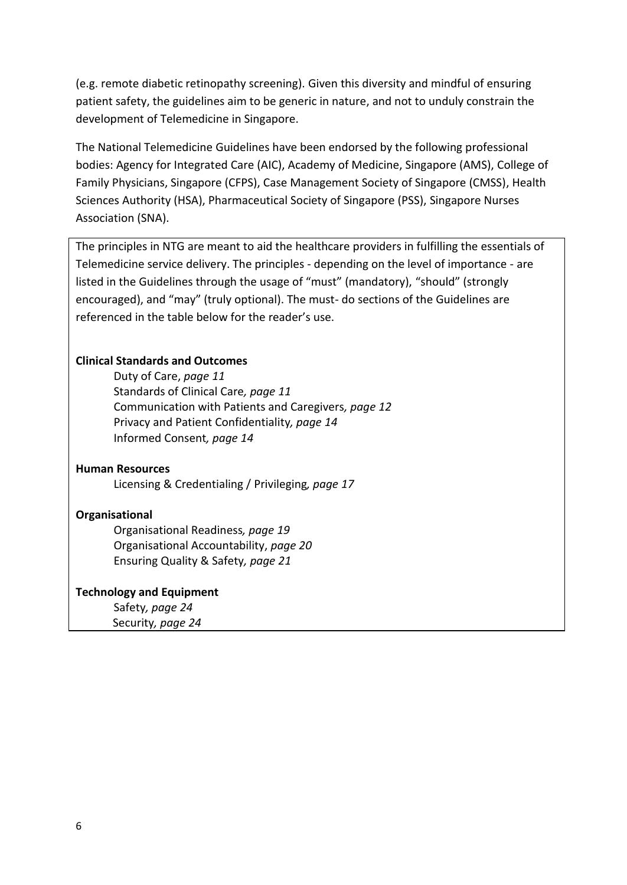(e.g. remote diabetic retinopathy screening). Given this diversity and mindful of ensuring patient safety, the guidelines aim to be generic in nature, and not to unduly constrain the development of Telemedicine in Singapore.

The National Telemedicine Guidelines have been endorsed by the following professional bodies: Agency for Integrated Care (AIC), Academy of Medicine, Singapore (AMS), College of Family Physicians, Singapore (CFPS), Case Management Society of Singapore (CMSS), Health Sciences Authority (HSA), Pharmaceutical Society of Singapore (PSS), Singapore Nurses Association (SNA).

The principles in NTG are meant to aid the healthcare providers in fulfilling the essentials of Telemedicine service delivery. The principles - depending on the level of importance - are listed in the Guidelines through the usage of "must" (mandatory), "should" (strongly encouraged), and "may" (truly optional). The must- do sections of the Guidelines are referenced in the table below for the reader's use.

**Clinical Standards and Outcomes**

- Duty of Care, *page 11*
- Standards of Clinical Care*, page 11*
- Communication with Patients and Caregivers*, page 12*
- Privacy and Patient Confidentiality*, page 14*
- Informed Consent*, page 14*

**Human Resources**

- Licensing & Credentialing / Privileging*, page 17*

**Organisational**

- Organisational Readiness*, page 19*
- Organisational Accountability, *page 20*
- Ensuring Quality & Safety*, page 21*

**Technology and Equipment**

- Safety*, page 24*
- Security*, page 24*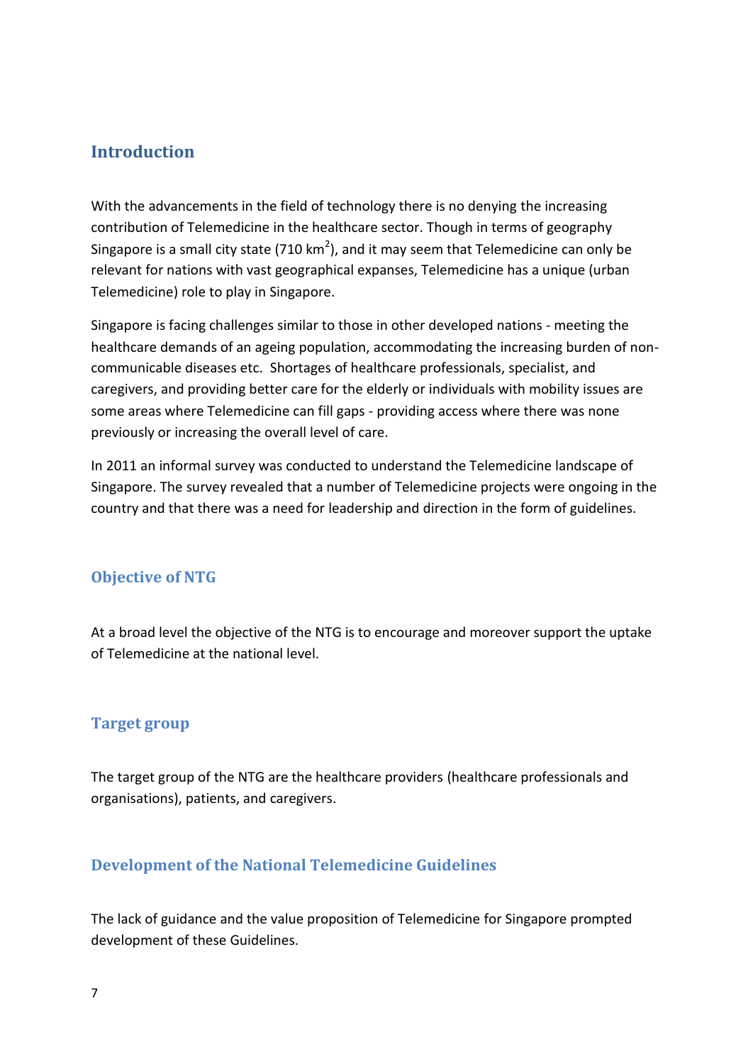## Introduction

With the advancements in the field of technology there is no denying the increasing contribution of Telemedicine in the healthcare sector. Though in terms of geography Singapore is a small city state (710 $km^2$), and it may seem that Telemedicine can only be relevant for nations with vast geographical expanses, Telemedicine has a unique (urban Telemedicine) role to play in Singapore.

Singapore is facing challenges similar to those in other developed nations - meeting the healthcare demands of an ageing population, accommodating the increasing burden of non-communicable diseases etc. Shortages of healthcare professionals, specialist, and caregivers, and providing better care for the elderly or individuals with mobility issues are some areas where Telemedicine can fill gaps - providing access where there was none previously or increasing the overall level of care.

In 2011 an informal survey was conducted to understand the Telemedicine landscape of Singapore. The survey revealed that a number of Telemedicine projects were ongoing in the country and that there was a need for leadership and direction in the form of guidelines.

### Objective of NTG

At a broad level the objective of the NTG is to encourage and moreover support the uptake of Telemedicine at the national level.

### Target group

The target group of the NTG are the healthcare providers (healthcare professionals and organisations), patients, and caregivers.

### Development of the National Telemedicine Guidelines

The lack of guidance and the value proposition of Telemedicine for Singapore prompted development of these Guidelines.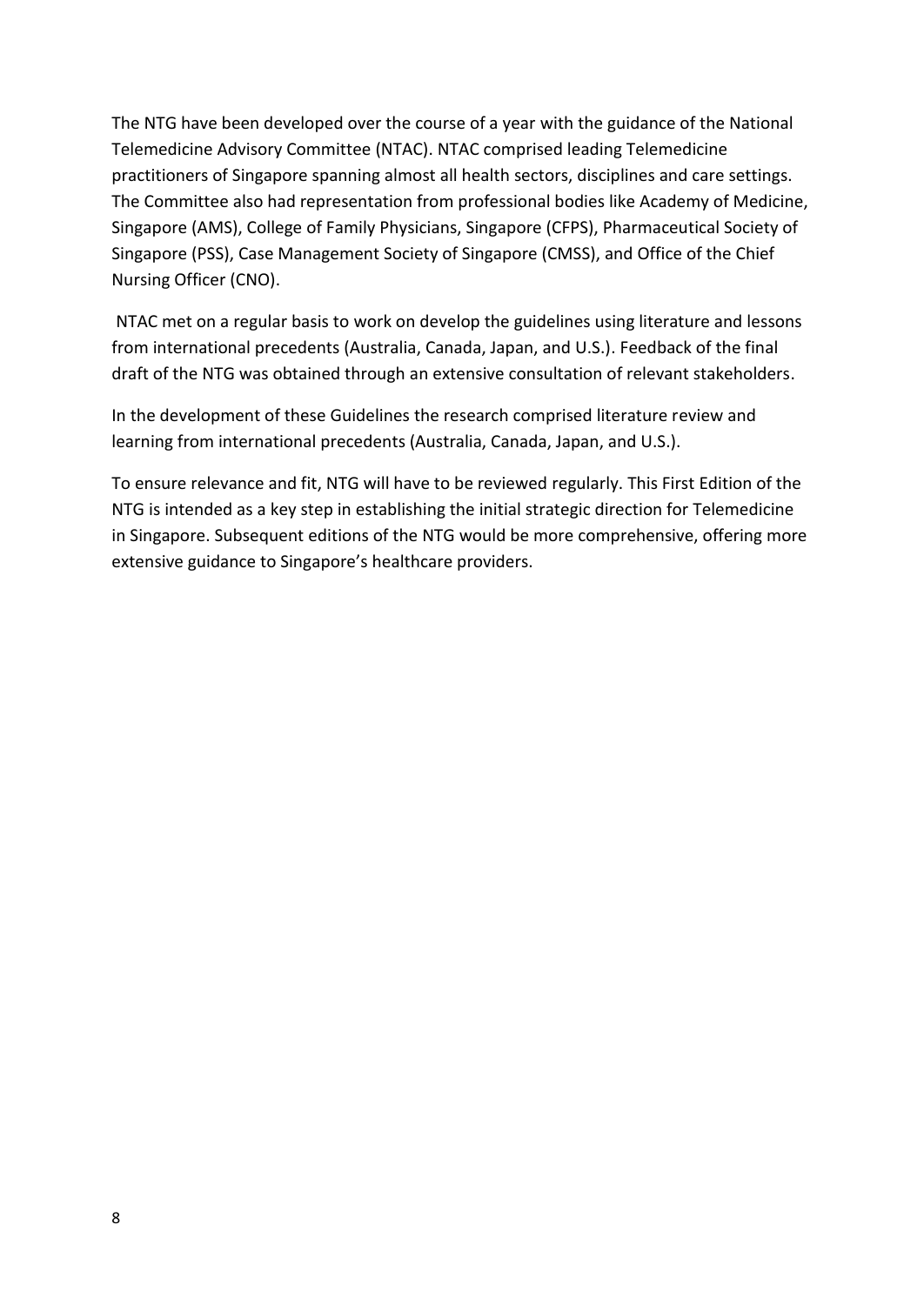The NTG have been developed over the course of a year with the guidance of the National Telemedicine Advisory Committee (NTAC). NTAC comprised leading Telemedicine practitioners of Singapore spanning almost all health sectors, disciplines and care settings. The Committee also had representation from professional bodies like Academy of Medicine, Singapore (AMS), College of Family Physicians, Singapore (CFPS), Pharmaceutical Society of Singapore (PSS), Case Management Society of Singapore (CMSS), and Office of the Chief Nursing Officer (CNO).

NTAC met on a regular basis to work on develop the guidelines using literature and lessons from international precedents (Australia, Canada, Japan, and U.S.). Feedback of the final draft of the NTG was obtained through an extensive consultation of relevant stakeholders.

In the development of these Guidelines the research comprised literature review and learning from international precedents (Australia, Canada, Japan, and U.S.).

To ensure relevance and fit, NTG will have to be reviewed regularly. This First Edition of the NTG is intended as a key step in establishing the initial strategic direction for Telemedicine in Singapore. Subsequent editions of the NTG would be more comprehensive, offering more extensive guidance to Singapore's healthcare providers.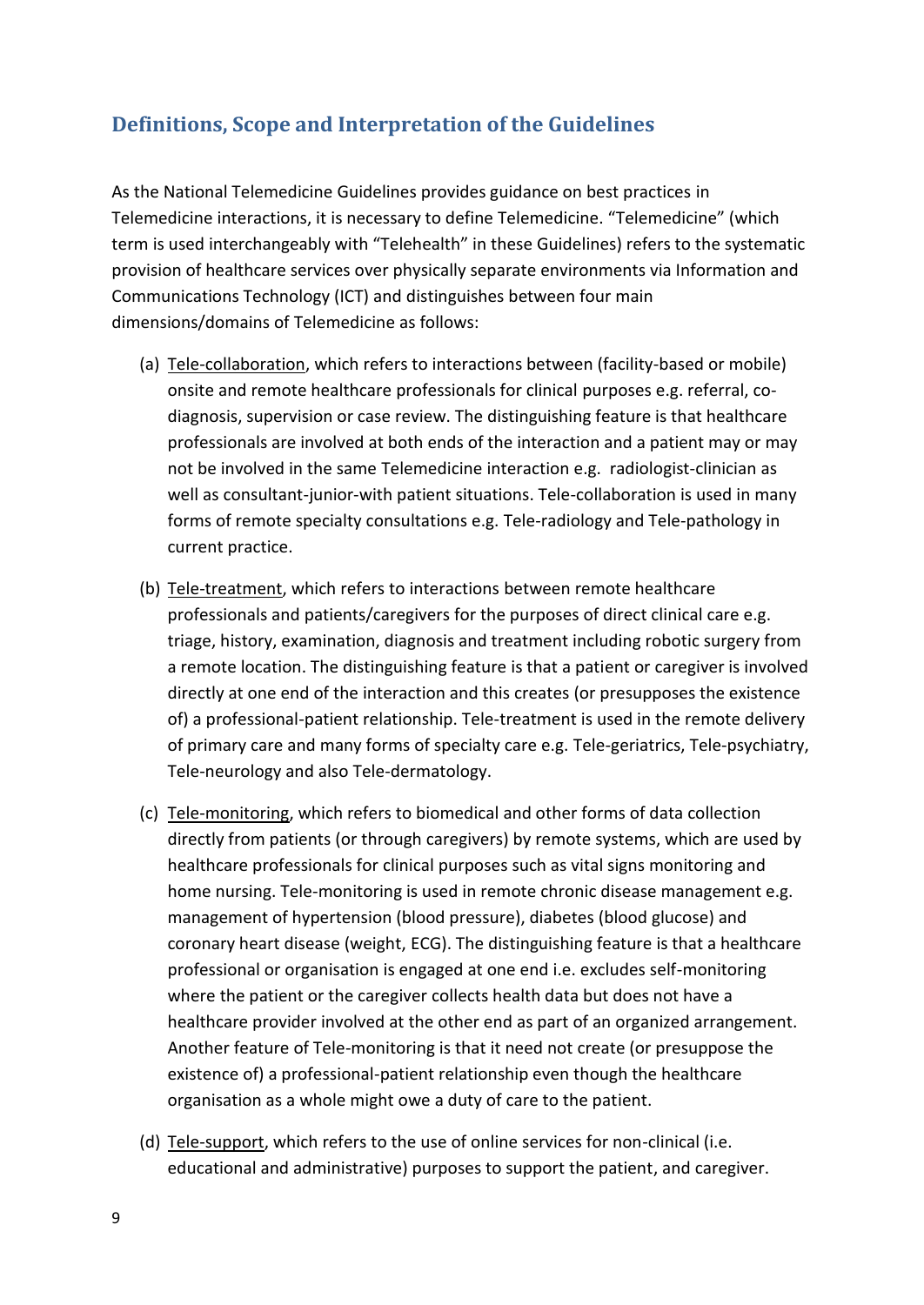## Definitions, Scope and Interpretation of the Guidelines

As the National Telemedicine Guidelines provides guidance on best practices in Telemedicine interactions, it is necessary to define Telemedicine. “Telemedicine” (which term is used interchangeably with “Telehealth” in these Guidelines) refers to the systematic provision of healthcare services over physically separate environments via Information and Communications Technology (ICT) and distinguishes between four main dimensions/domains of Telemedicine as follows:

(a) Tele-collaboration, which refers to interactions between (facility-based or mobile) onsite and remote healthcare professionals for clinical purposes e.g. referral, co-diagnosis, supervision or case review. The distinguishing feature is that healthcare professionals are involved at both ends of the interaction and a patient may or may not be involved in the same Telemedicine interaction e.g. radiologist-clinician as well as consultant-junior-with patient situations. Tele-collaboration is used in many forms of remote specialty consultations e.g. Tele-radiology and Tele-pathology in current practice.

(b) Tele-treatment, which refers to interactions between remote healthcare professionals and patients/caregivers for the purposes of direct clinical care e.g. triage, history, examination, diagnosis and treatment including robotic surgery from a remote location. The distinguishing feature is that a patient or caregiver is involved directly at one end of the interaction and this creates (or presupposes the existence of) a professional-patient relationship. Tele-treatment is used in the remote delivery of primary care and many forms of specialty care e.g. Tele-geriatrics, Tele-psychiatry, Tele-neurology and also Tele-dermatology.

(c) Tele-monitoring, which refers to biomedical and other forms of data collection directly from patients (or through caregivers) by remote systems, which are used by healthcare professionals for clinical purposes such as vital signs monitoring and home nursing. Tele-monitoring is used in remote chronic disease management e.g. management of hypertension (blood pressure), diabetes (blood glucose) and coronary heart disease (weight, ECG). The distinguishing feature is that a healthcare professional or organisation is engaged at one end i.e. excludes self-monitoring where the patient or the caregiver collects health data but does not have a healthcare provider involved at the other end as part of an organized arrangement. Another feature of Tele-monitoring is that it need not create (or presuppose the existence of) a professional-patient relationship even though the healthcare organisation as a whole might owe a duty of care to the patient.

(d) Tele-support, which refers to the use of online services for non-clinical (i.e. educational and administrative) purposes to support the patient, and caregiver.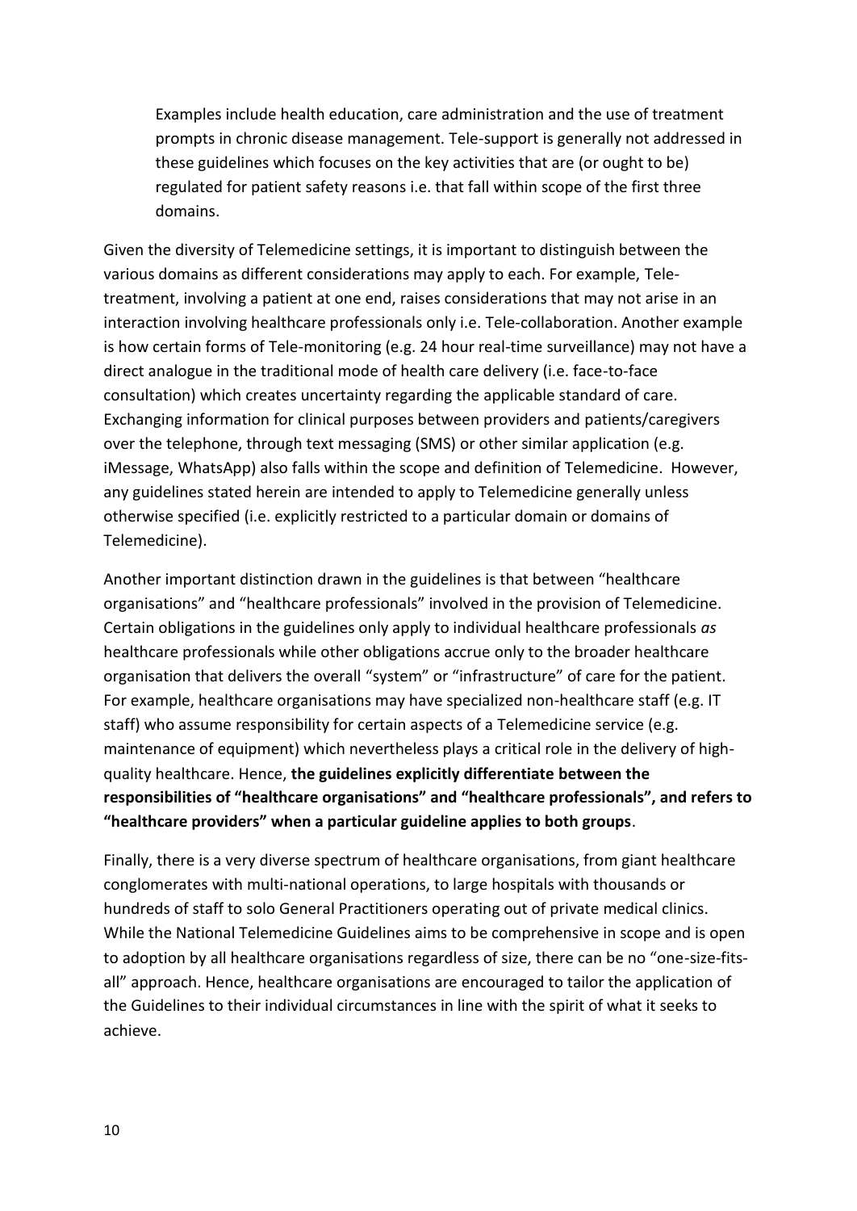> Examples include health education, care administration and the use of treatment prompts in chronic disease management. Tele-support is generally not addressed in these guidelines which focuses on the key activities that are (or ought to be) regulated for patient safety reasons i.e. that fall within scope of the first three domains.

Given the diversity of Telemedicine settings, it is important to distinguish between the various domains as different considerations may apply to each. For example, Tele-treatment, involving a patient at one end, raises considerations that may not arise in an interaction involving healthcare professionals only i.e. Tele-collaboration. Another example is how certain forms of Tele-monitoring (e.g. 24 hour real-time surveillance) may not have a direct analogue in the traditional mode of health care delivery (i.e. face-to-face consultation) which creates uncertainty regarding the applicable standard of care. Exchanging information for clinical purposes between providers and patients/caregivers over the telephone, through text messaging (SMS) or other similar application (e.g. iMessage, WhatsApp) also falls within the scope and definition of Telemedicine. However, any guidelines stated herein are intended to apply to Telemedicine generally unless otherwise specified (i.e. explicitly restricted to a particular domain or domains of Telemedicine).

Another important distinction drawn in the guidelines is that between "healthcare organisations" and "healthcare professionals" involved in the provision of Telemedicine. Certain obligations in the guidelines only apply to individual healthcare professionals *as* healthcare professionals while other obligations accrue only to the broader healthcare organisation that delivers the overall "system" or "infrastructure" of care for the patient. For example, healthcare organisations may have specialized non-healthcare staff (e.g. IT staff) who assume responsibility for certain aspects of a Telemedicine service (e.g. maintenance of equipment) which nevertheless plays a critical role in the delivery of high-quality healthcare. Hence, **the guidelines explicitly differentiate between the responsibilities of "healthcare organisations" and "healthcare professionals", and refers to "healthcare providers" when a particular guideline applies to both groups**.

Finally, there is a very diverse spectrum of healthcare organisations, from giant healthcare conglomerates with multi-national operations, to large hospitals with thousands or hundreds of staff to solo General Practitioners operating out of private medical clinics. While the National Telemedicine Guidelines aims to be comprehensive in scope and is open to adoption by all healthcare organisations regardless of size, there can be no "one-size-fits-all" approach. Hence, healthcare organisations are encouraged to tailor the application of the Guidelines to their individual circumstances in line with the spirit of what it seeks to achieve.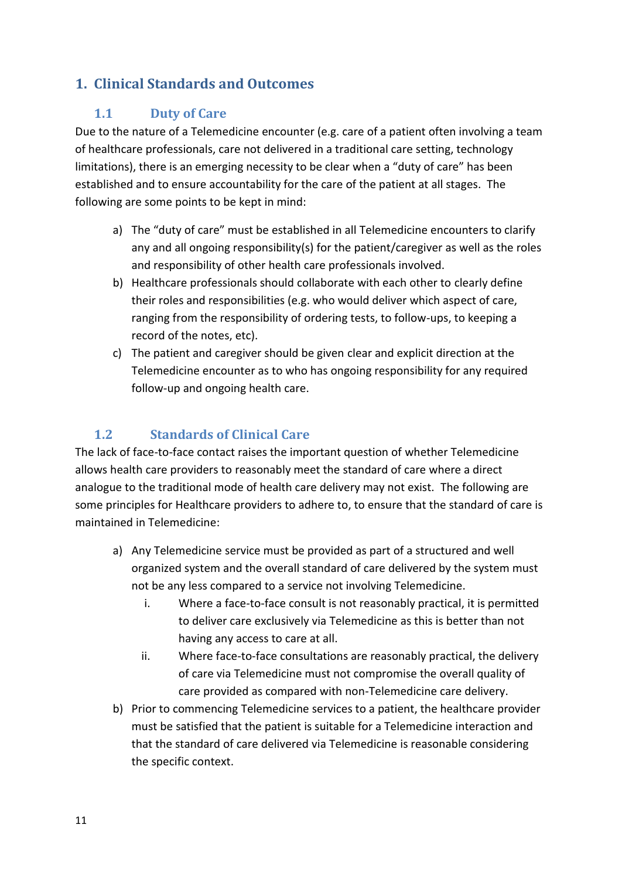# 1. Clinical Standards and Outcomes

## 1.1 Duty of Care

Due to the nature of a Telemedicine encounter (e.g. care of a patient often involving a team of healthcare professionals, care not delivered in a traditional care setting, technology limitations), there is an emerging necessity to be clear when a "duty of care" has been established and to ensure accountability for the care of the patient at all stages. The following are some points to be kept in mind:

a) The "duty of care" must be established in all Telemedicine encounters to clarify any and all ongoing responsibility(s) for the patient/caregiver as well as the roles and responsibility of other health care professionals involved.

b) Healthcare professionals should collaborate with each other to clearly define their roles and responsibilities (e.g. who would deliver which aspect of care, ranging from the responsibility of ordering tests, to follow-ups, to keeping a record of the notes, etc).

c) The patient and caregiver should be given clear and explicit direction at the Telemedicine encounter as to who has ongoing responsibility for any required follow-up and ongoing health care.

## 1.2 Standards of Clinical Care

The lack of face-to-face contact raises the important question of whether Telemedicine allows health care providers to reasonably meet the standard of care where a direct analogue to the traditional mode of health care delivery may not exist. The following are some principles for Healthcare providers to adhere to, to ensure that the standard of care is maintained in Telemedicine:

a) Any Telemedicine service must be provided as part of a structured and well organized system and the overall standard of care delivered by the system must not be any less compared to a service not involving Telemedicine.
   i. Where a face-to-face consult is not reasonably practical, it is permitted to deliver care exclusively via Telemedicine as this is better than not having any access to care at all.
   ii. Where face-to-face consultations are reasonably practical, the delivery of care via Telemedicine must not compromise the overall quality of care provided as compared with non-Telemedicine care delivery.

b) Prior to commencing Telemedicine services to a patient, the healthcare provider must be satisfied that the patient is suitable for a Telemedicine interaction and that the standard of care delivered via Telemedicine is reasonable considering the specific context.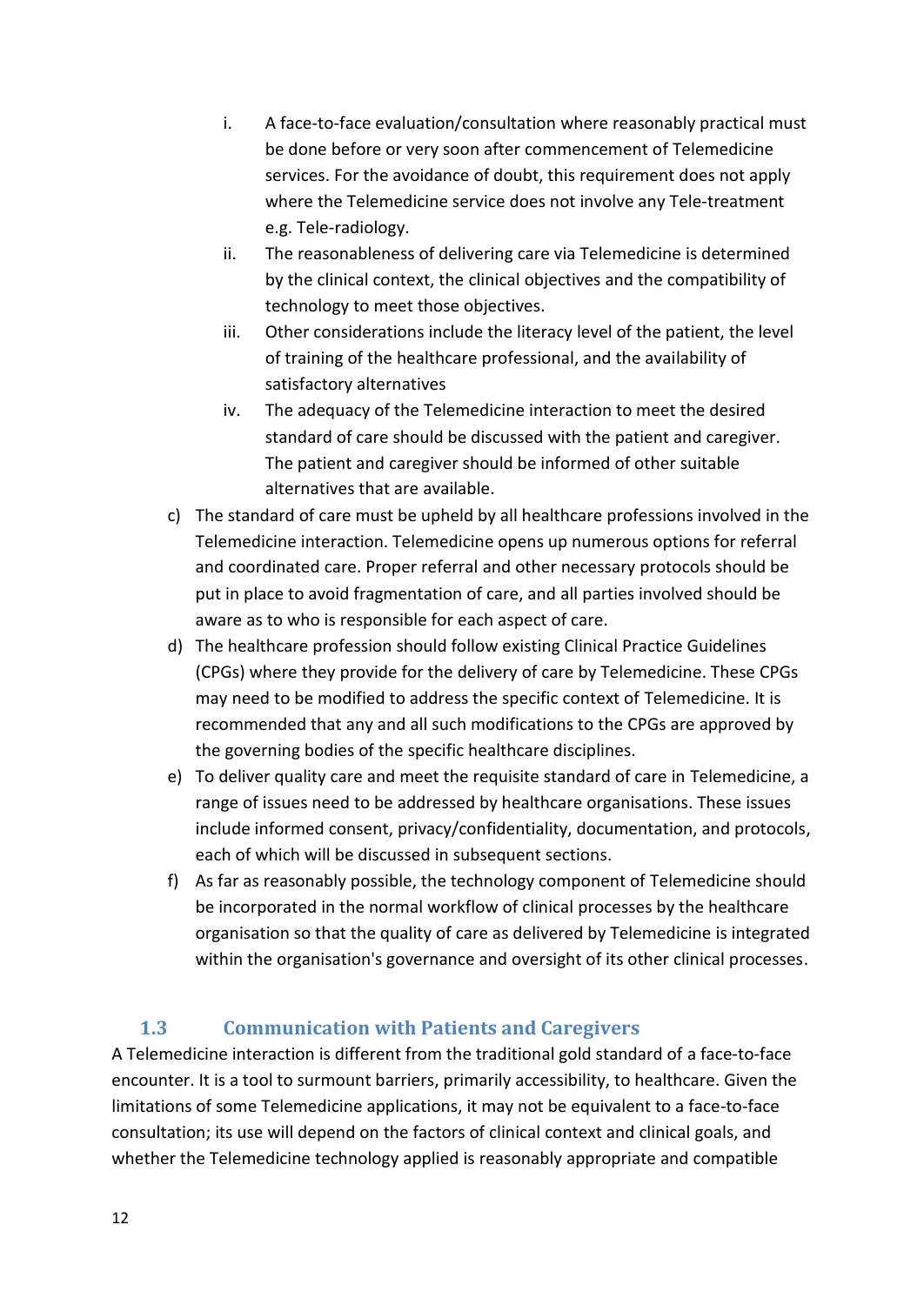i. A face-to-face evaluation/consultation where reasonably practical must be done before or very soon after commencement of Telemedicine services. For the avoidance of doubt, this requirement does not apply where the Telemedicine service does not involve any Tele-treatment e.g. Tele-radiology.
ii. The reasonableness of delivering care via Telemedicine is determined by the clinical context, the clinical objectives and the compatibility of technology to meet those objectives.
iii. Other considerations include the literacy level of the patient, the level of training of the healthcare professional, and the availability of satisfactory alternatives
iv. The adequacy of the Telemedicine interaction to meet the desired standard of care should be discussed with the patient and caregiver. The patient and caregiver should be informed of other suitable alternatives that are available.

c) The standard of care must be upheld by all healthcare professions involved in the Telemedicine interaction. Telemedicine opens up numerous options for referral and coordinated care. Proper referral and other necessary protocols should be put in place to avoid fragmentation of care, and all parties involved should be aware as to who is responsible for each aspect of care.
d) The healthcare profession should follow existing Clinical Practice Guidelines (CPGs) where they provide for the delivery of care by Telemedicine. These CPGs may need to be modified to address the specific context of Telemedicine. It is recommended that any and all such modifications to the CPGs are approved by the governing bodies of the specific healthcare disciplines.
e) To deliver quality care and meet the requisite standard of care in Telemedicine, a range of issues need to be addressed by healthcare organisations. These issues include informed consent, privacy/confidentiality, documentation, and protocols, each of which will be discussed in subsequent sections.
f) As far as reasonably possible, the technology component of Telemedicine should be incorporated in the normal workflow of clinical processes by the healthcare organisation so that the quality of care as delivered by Telemedicine is integrated within the organisation's governance and oversight of its other clinical processes.

## 1.3 Communication with Patients and Caregivers

A Telemedicine interaction is different from the traditional gold standard of a face-to-face encounter. It is a tool to surmount barriers, primarily accessibility, to healthcare. Given the limitations of some Telemedicine applications, it may not be equivalent to a face-to-face consultation; its use will depend on the factors of clinical context and clinical goals, and whether the Telemedicine technology applied is reasonably appropriate and compatible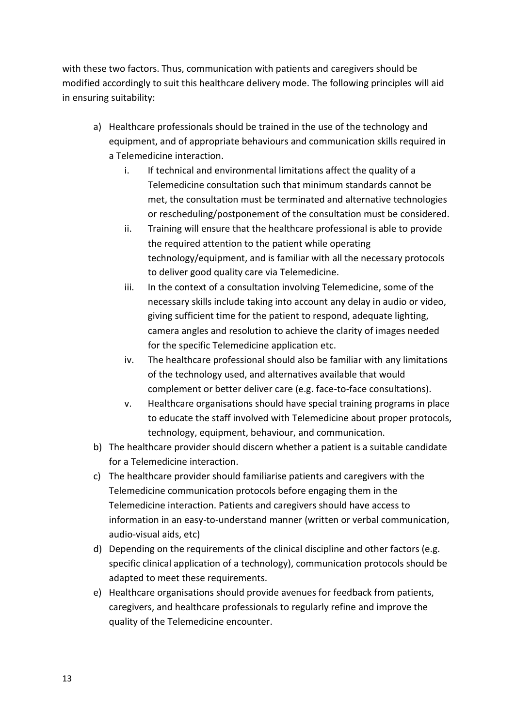with these two factors. Thus, communication with patients and caregivers should be modified accordingly to suit this healthcare delivery mode. The following principles will aid in ensuring suitability:

a) Healthcare professionals should be trained in the use of the technology and equipment, and of appropriate behaviours and communication skills required in a Telemedicine interaction.
   i. If technical and environmental limitations affect the quality of a Telemedicine consultation such that minimum standards cannot be met, the consultation must be terminated and alternative technologies or rescheduling/postponement of the consultation must be considered.
   ii. Training will ensure that the healthcare professional is able to provide the required attention to the patient while operating technology/equipment, and is familiar with all the necessary protocols to deliver good quality care via Telemedicine.
   iii. In the context of a consultation involving Telemedicine, some of the necessary skills include taking into account any delay in audio or video, giving sufficient time for the patient to respond, adequate lighting, camera angles and resolution to achieve the clarity of images needed for the specific Telemedicine application etc.
   iv. The healthcare professional should also be familiar with any limitations of the technology used, and alternatives available that would complement or better deliver care (e.g. face-to-face consultations).
   v. Healthcare organisations should have special training programs in place to educate the staff involved with Telemedicine about proper protocols, technology, equipment, behaviour, and communication.
b) The healthcare provider should discern whether a patient is a suitable candidate for a Telemedicine interaction.
c) The healthcare provider should familiarise patients and caregivers with the Telemedicine communication protocols before engaging them in the Telemedicine interaction. Patients and caregivers should have access to information in an easy-to-understand manner (written or verbal communication, audio-visual aids, etc)
d) Depending on the requirements of the clinical discipline and other factors (e.g. specific clinical application of a technology), communication protocols should be adapted to meet these requirements.
e) Healthcare organisations should provide avenues for feedback from patients, caregivers, and healthcare professionals to regularly refine and improve the quality of the Telemedicine encounter.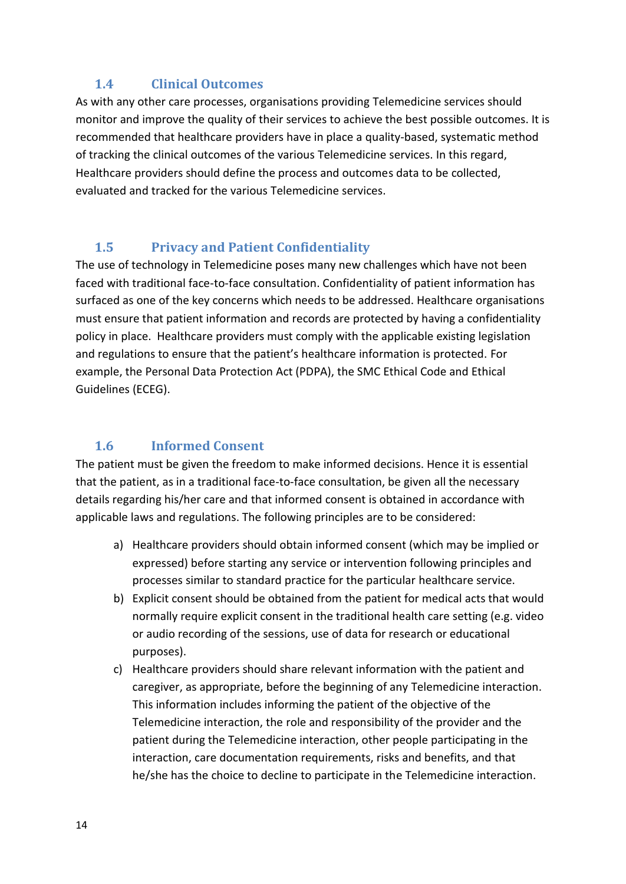### 1.4 Clinical Outcomes

As with any other care processes, organisations providing Telemedicine services should monitor and improve the quality of their services to achieve the best possible outcomes. It is recommended that healthcare providers have in place a quality-based, systematic method of tracking the clinical outcomes of the various Telemedicine services. In this regard, Healthcare providers should define the process and outcomes data to be collected, evaluated and tracked for the various Telemedicine services.

### 1.5 Privacy and Patient Confidentiality

The use of technology in Telemedicine poses many new challenges which have not been faced with traditional face-to-face consultation. Confidentiality of patient information has surfaced as one of the key concerns which needs to be addressed. Healthcare organisations must ensure that patient information and records are protected by having a confidentiality policy in place. Healthcare providers must comply with the applicable existing legislation and regulations to ensure that the patient's healthcare information is protected. For example, the Personal Data Protection Act (PDPA), the SMC Ethical Code and Ethical Guidelines (ECEG).

### 1.6 Informed Consent

The patient must be given the freedom to make informed decisions. Hence it is essential that the patient, as in a traditional face-to-face consultation, be given all the necessary details regarding his/her care and that informed consent is obtained in accordance with applicable laws and regulations. The following principles are to be considered:

a) Healthcare providers should obtain informed consent (which may be implied or expressed) before starting any service or intervention following principles and processes similar to standard practice for the particular healthcare service.

b) Explicit consent should be obtained from the patient for medical acts that would normally require explicit consent in the traditional health care setting (e.g. video or audio recording of the sessions, use of data for research or educational purposes).

c) Healthcare providers should share relevant information with the patient and caregiver, as appropriate, before the beginning of any Telemedicine interaction. This information includes informing the patient of the objective of the Telemedicine interaction, the role and responsibility of the provider and the patient during the Telemedicine interaction, other people participating in the interaction, care documentation requirements, risks and benefits, and that he/she has the choice to decline to participate in the Telemedicine interaction.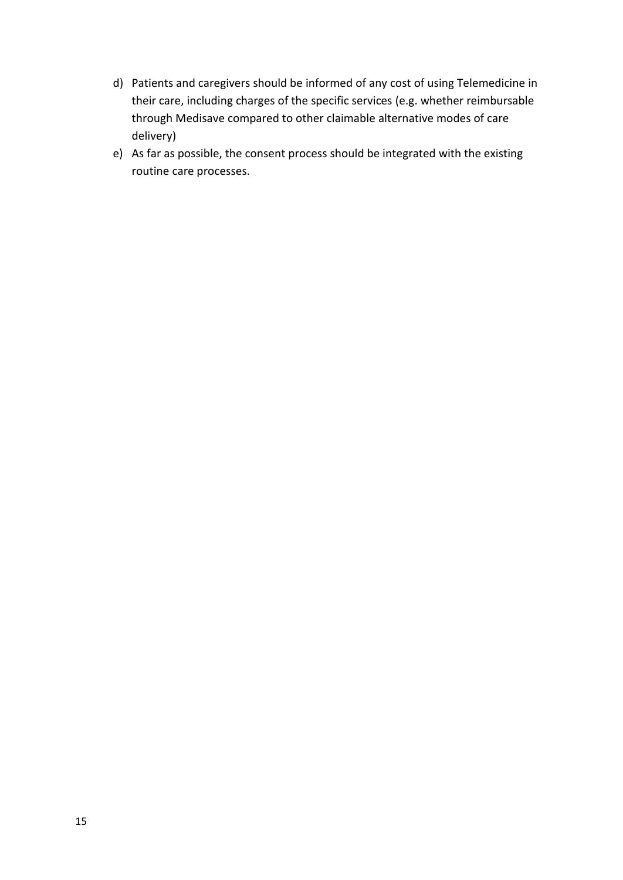d) Patients and caregivers should be informed of any cost of using Telemedicine in their care, including charges of the specific services (e.g. whether reimbursable through Medisave compared to other claimable alternative modes of care delivery)

e) As far as possible, the consent process should be integrated with the existing routine care processes.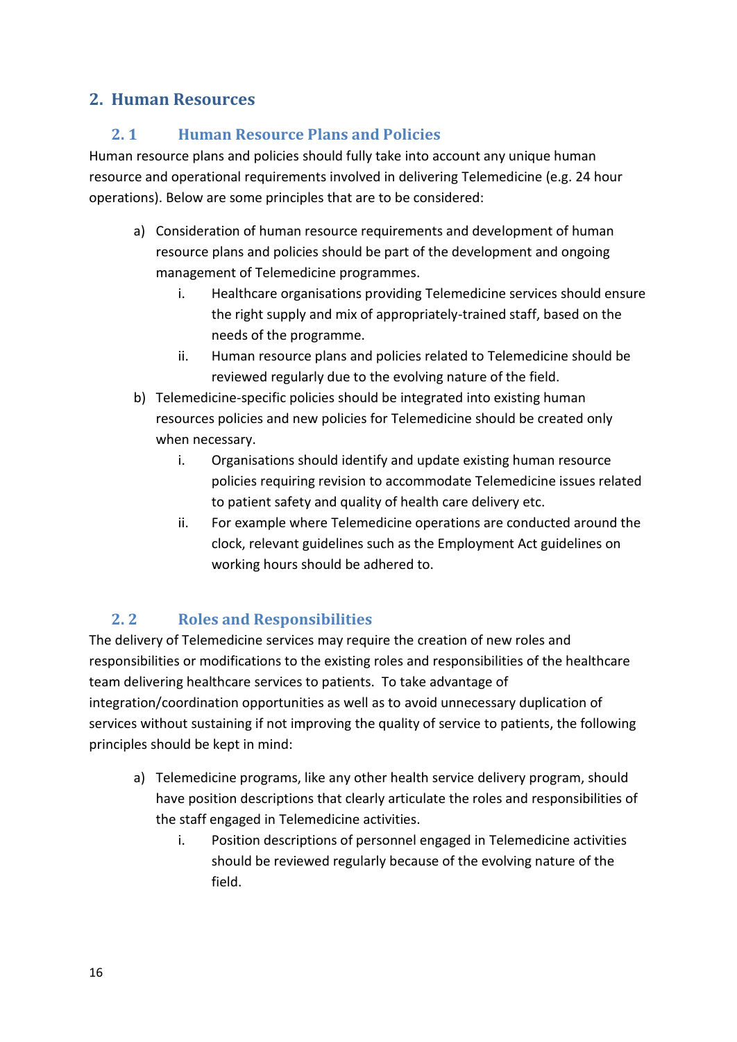## 2. Human Resources

### 2.1 Human Resource Plans and Policies

Human resource plans and policies should fully take into account any unique human resource and operational requirements involved in delivering Telemedicine (e.g. 24 hour operations). Below are some principles that are to be considered:

a) Consideration of human resource requirements and development of human resource plans and policies should be part of the development and ongoing management of Telemedicine programmes.
   i. Healthcare organisations providing Telemedicine services should ensure the right supply and mix of appropriately-trained staff, based on the needs of the programme.
   ii. Human resource plans and policies related to Telemedicine should be reviewed regularly due to the evolving nature of the field.

b) Telemedicine-specific policies should be integrated into existing human resources policies and new policies for Telemedicine should be created only when necessary.
   i. Organisations should identify and update existing human resource policies requiring revision to accommodate Telemedicine issues related to patient safety and quality of health care delivery etc.
   ii. For example where Telemedicine operations are conducted around the clock, relevant guidelines such as the Employment Act guidelines on working hours should be adhered to.

### 2.2 Roles and Responsibilities

The delivery of Telemedicine services may require the creation of new roles and responsibilities or modifications to the existing roles and responsibilities of the healthcare team delivering healthcare services to patients. To take advantage of integration/coordination opportunities as well as to avoid unnecessary duplication of services without sustaining if not improving the quality of service to patients, the following principles should be kept in mind:

a) Telemedicine programs, like any other health service delivery program, should have position descriptions that clearly articulate the roles and responsibilities of the staff engaged in Telemedicine activities.
   i. Position descriptions of personnel engaged in Telemedicine activities should be reviewed regularly because of the evolving nature of the field.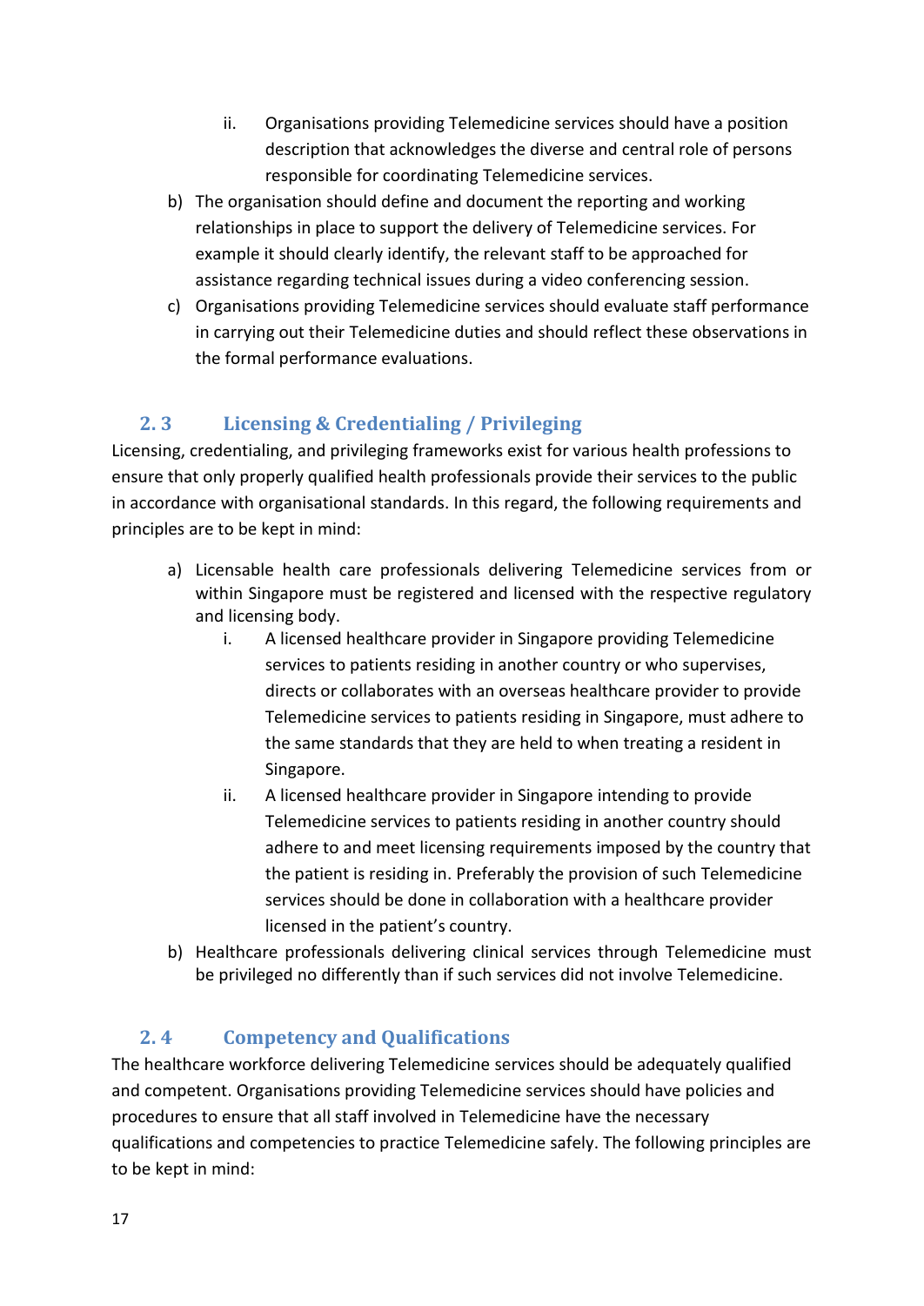ii. Organisations providing Telemedicine services should have a position description that acknowledges the diverse and central role of persons responsible for coordinating Telemedicine services.

b) The organisation should define and document the reporting and working relationships in place to support the delivery of Telemedicine services. For example it should clearly identify, the relevant staff to be approached for assistance regarding technical issues during a video conferencing session.

c) Organisations providing Telemedicine services should evaluate staff performance in carrying out their Telemedicine duties and should reflect these observations in the formal performance evaluations.

## 2. 3 Licensing & Credentialing / Privileging

Licensing, credentialing, and privileging frameworks exist for various health professions to ensure that only properly qualified health professionals provide their services to the public in accordance with organisational standards. In this regard, the following requirements and principles are to be kept in mind:

a) Licensable health care professionals delivering Telemedicine services from or within Singapore must be registered and licensed with the respective regulatory and licensing body.

   i. A licensed healthcare provider in Singapore providing Telemedicine services to patients residing in another country or who supervises, directs or collaborates with an overseas healthcare provider to provide Telemedicine services to patients residing in Singapore, must adhere to the same standards that they are held to when treating a resident in Singapore.

   ii. A licensed healthcare provider in Singapore intending to provide Telemedicine services to patients residing in another country should adhere to and meet licensing requirements imposed by the country that the patient is residing in. Preferably the provision of such Telemedicine services should be done in collaboration with a healthcare provider licensed in the patient's country.

b) Healthcare professionals delivering clinical services through Telemedicine must be privileged no differently than if such services did not involve Telemedicine.

## 2. 4 Competency and Qualifications

The healthcare workforce delivering Telemedicine services should be adequately qualified and competent. Organisations providing Telemedicine services should have policies and procedures to ensure that all staff involved in Telemedicine have the necessary qualifications and competencies to practice Telemedicine safely. The following principles are to be kept in mind: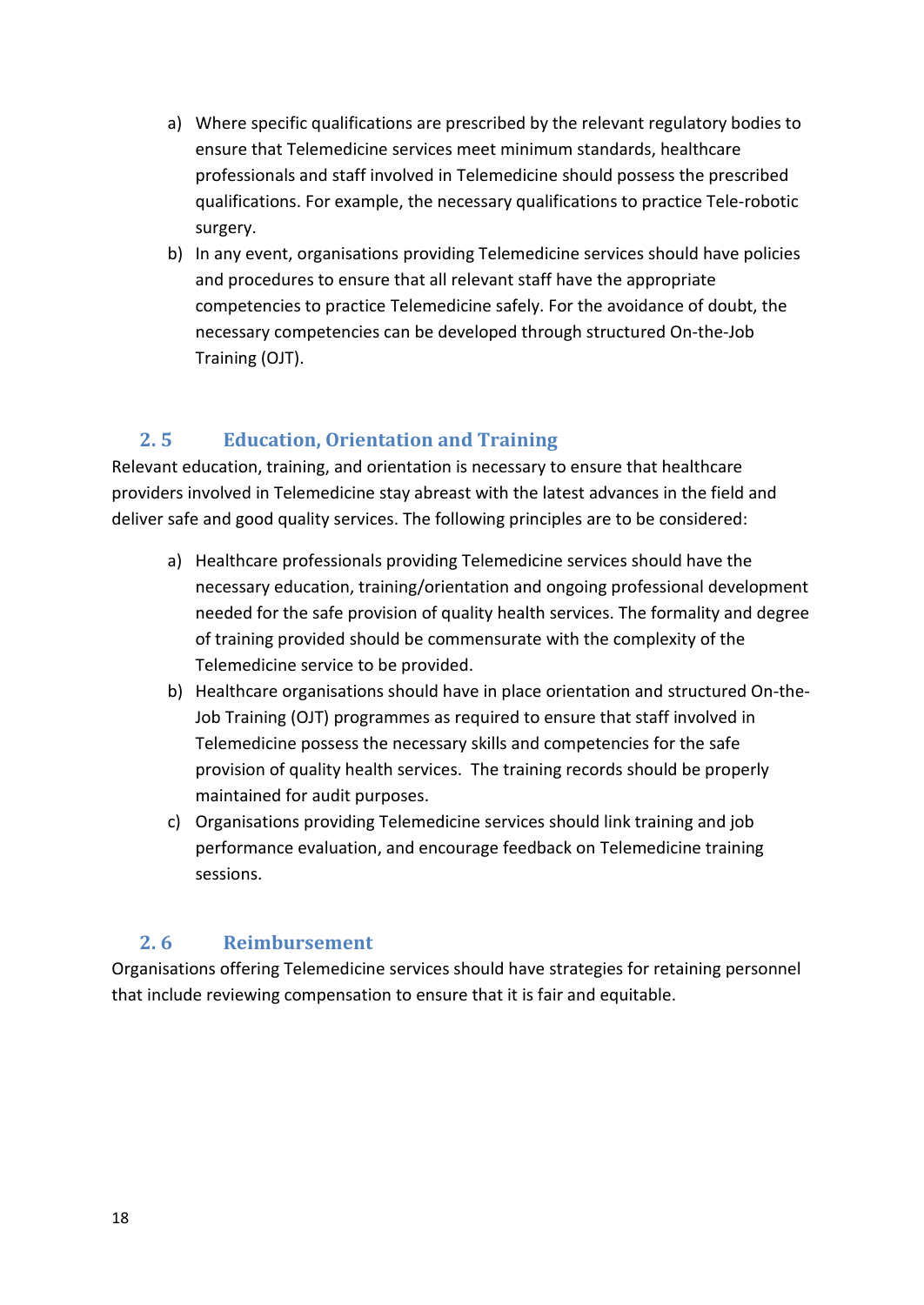a) Where specific qualifications are prescribed by the relevant regulatory bodies to ensure that Telemedicine services meet minimum standards, healthcare professionals and staff involved in Telemedicine should possess the prescribed qualifications. For example, the necessary qualifications to practice Tele-robotic surgery.
b) In any event, organisations providing Telemedicine services should have policies and procedures to ensure that all relevant staff have the appropriate competencies to practice Telemedicine safely. For the avoidance of doubt, the necessary competencies can be developed through structured On-the-Job Training (OJT).

## 2. 5 Education, Orientation and Training

Relevant education, training, and orientation is necessary to ensure that healthcare providers involved in Telemedicine stay abreast with the latest advances in the field and deliver safe and good quality services. The following principles are to be considered:

a) Healthcare professionals providing Telemedicine services should have the necessary education, training/orientation and ongoing professional development needed for the safe provision of quality health services. The formality and degree of training provided should be commensurate with the complexity of the Telemedicine service to be provided.
b) Healthcare organisations should have in place orientation and structured On-the-Job Training (OJT) programmes as required to ensure that staff involved in Telemedicine possess the necessary skills and competencies for the safe provision of quality health services. The training records should be properly maintained for audit purposes.
c) Organisations providing Telemedicine services should link training and job performance evaluation, and encourage feedback on Telemedicine training sessions.

## 2. 6 Reimbursement

Organisations offering Telemedicine services should have strategies for retaining personnel that include reviewing compensation to ensure that it is fair and equitable.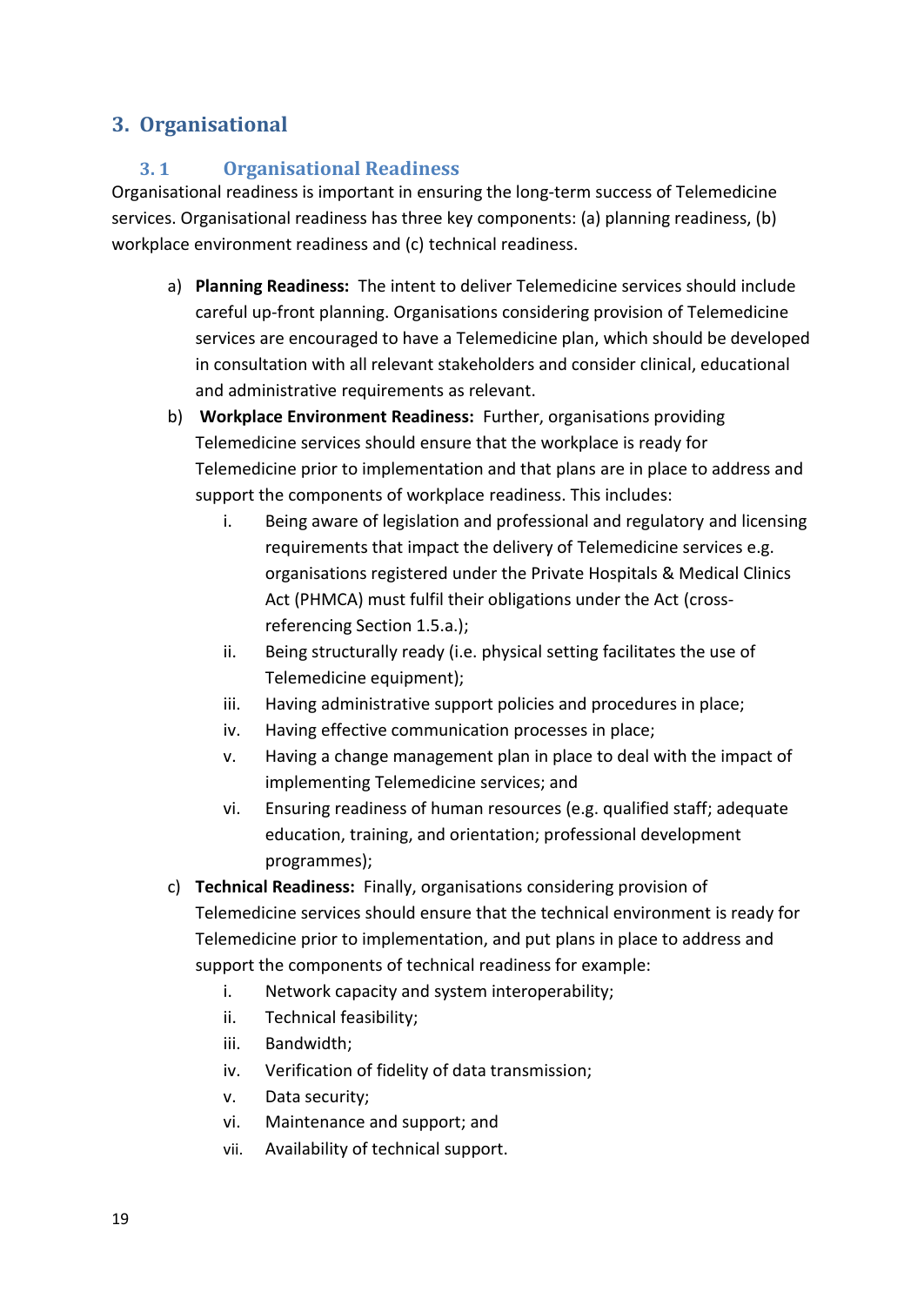# 3. Organisational

## 3.1 Organisational Readiness

Organisational readiness is important in ensuring the long-term success of Telemedicine services. Organisational readiness has three key components: (a) planning readiness, (b) workplace environment readiness and (c) technical readiness.

a) **Planning Readiness:** The intent to deliver Telemedicine services should include careful up-front planning. Organisations considering provision of Telemedicine services are encouraged to have a Telemedicine plan, which should be developed in consultation with all relevant stakeholders and consider clinical, educational and administrative requirements as relevant.

b) **Workplace Environment Readiness:** Further, organisations providing Telemedicine services should ensure that the workplace is ready for Telemedicine prior to implementation and that plans are in place to address and support the components of workplace readiness. This includes:

   i. Being aware of legislation and professional and regulatory and licensing requirements that impact the delivery of Telemedicine services e.g. organisations registered under the Private Hospitals & Medical Clinics Act (PHMCA) must fulfil their obligations under the Act (cross-referencing Section 1.5.a.);
   
   ii. Being structurally ready (i.e. physical setting facilitates the use of Telemedicine equipment);
   
   iii. Having administrative support policies and procedures in place;
   
   iv. Having effective communication processes in place;
   
   v. Having a change management plan in place to deal with the impact of implementing Telemedicine services; and
   
   vi. Ensuring readiness of human resources (e.g. qualified staff; adequate education, training, and orientation; professional development programmes);

c) **Technical Readiness:** Finally, organisations considering provision of Telemedicine services should ensure that the technical environment is ready for Telemedicine prior to implementation, and put plans in place to address and support the components of technical readiness for example:

   i. Network capacity and system interoperability;
   
   ii. Technical feasibility;
   
   iii. Bandwidth;
   
   iv. Verification of fidelity of data transmission;
   
   v. Data security;
   
   vi. Maintenance and support; and
   
   vii. Availability of technical support.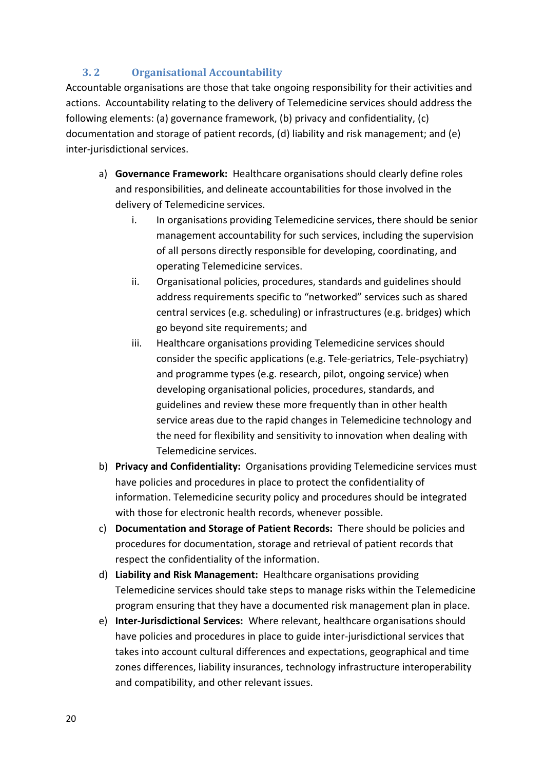### 3. 2 Organisational Accountability

Accountable organisations are those that take ongoing responsibility for their activities and actions. Accountability relating to the delivery of Telemedicine services should address the following elements: (a) governance framework, (b) privacy and confidentiality, (c) documentation and storage of patient records, (d) liability and risk management; and (e) inter-jurisdictional services.

a) **Governance Framework:** Healthcare organisations should clearly define roles and responsibilities, and delineate accountabilities for those involved in the delivery of Telemedicine services.
   i. In organisations providing Telemedicine services, there should be senior management accountability for such services, including the supervision of all persons directly responsible for developing, coordinating, and operating Telemedicine services.
   ii. Organisational policies, procedures, standards and guidelines should address requirements specific to "networked" services such as shared central services (e.g. scheduling) or infrastructures (e.g. bridges) which go beyond site requirements; and
   iii. Healthcare organisations providing Telemedicine services should consider the specific applications (e.g. Tele-geriatrics, Tele-psychiatry) and programme types (e.g. research, pilot, ongoing service) when developing organisational policies, procedures, standards, and guidelines and review these more frequently than in other health service areas due to the rapid changes in Telemedicine technology and the need for flexibility and sensitivity to innovation when dealing with Telemedicine services.

b) **Privacy and Confidentiality:** Organisations providing Telemedicine services must have policies and procedures in place to protect the confidentiality of information. Telemedicine security policy and procedures should be integrated with those for electronic health records, whenever possible.

c) **Documentation and Storage of Patient Records:** There should be policies and procedures for documentation, storage and retrieval of patient records that respect the confidentiality of the information.

d) **Liability and Risk Management:** Healthcare organisations providing Telemedicine services should take steps to manage risks within the Telemedicine program ensuring that they have a documented risk management plan in place.

e) **Inter-Jurisdictional Services:** Where relevant, healthcare organisations should have policies and procedures in place to guide inter-jurisdictional services that takes into account cultural differences and expectations, geographical and time zones differences, liability insurances, technology infrastructure interoperability and compatibility, and other relevant issues.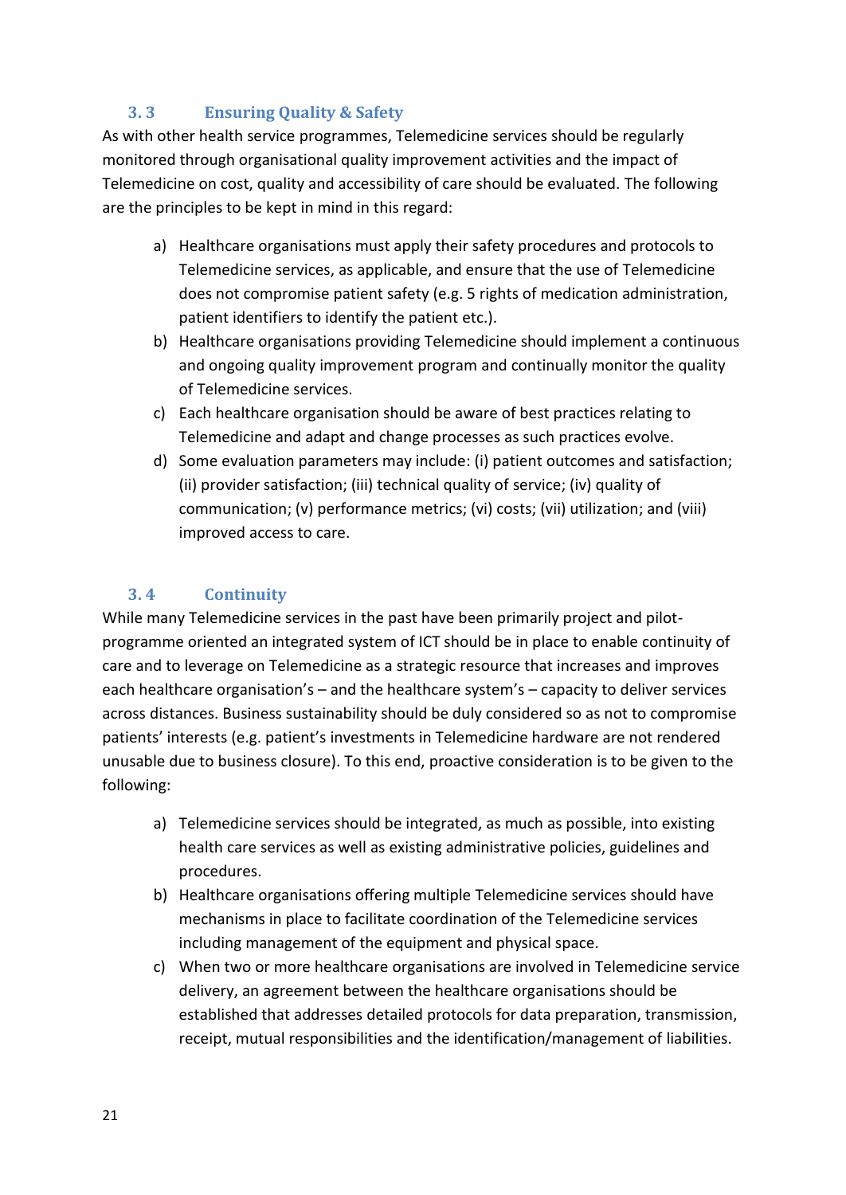### 3. 3 Ensuring Quality & Safety

As with other health service programmes, Telemedicine services should be regularly monitored through organisational quality improvement activities and the impact of Telemedicine on cost, quality and accessibility of care should be evaluated. The following are the principles to be kept in mind in this regard:

a) Healthcare organisations must apply their safety procedures and protocols to Telemedicine services, as applicable, and ensure that the use of Telemedicine does not compromise patient safety (e.g. 5 rights of medication administration, patient identifiers to identify the patient etc.).
b) Healthcare organisations providing Telemedicine should implement a continuous and ongoing quality improvement program and continually monitor the quality of Telemedicine services.
c) Each healthcare organisation should be aware of best practices relating to Telemedicine and adapt and change processes as such practices evolve.
d) Some evaluation parameters may include: (i) patient outcomes and satisfaction; (ii) provider satisfaction; (iii) technical quality of service; (iv) quality of communication; (v) performance metrics; (vi) costs; (vii) utilization; and (viii) improved access to care.

### 3. 4 Continuity

While many Telemedicine services in the past have been primarily project and pilot-programme oriented an integrated system of ICT should be in place to enable continuity of care and to leverage on Telemedicine as a strategic resource that increases and improves each healthcare organisation's – and the healthcare system's – capacity to deliver services across distances. Business sustainability should be duly considered so as not to compromise patients' interests (e.g. patient's investments in Telemedicine hardware are not rendered unusable due to business closure). To this end, proactive consideration is to be given to the following:

a) Telemedicine services should be integrated, as much as possible, into existing health care services as well as existing administrative policies, guidelines and procedures.
b) Healthcare organisations offering multiple Telemedicine services should have mechanisms in place to facilitate coordination of the Telemedicine services including management of the equipment and physical space.
c) When two or more healthcare organisations are involved in Telemedicine service delivery, an agreement between the healthcare organisations should be established that addresses detailed protocols for data preparation, transmission, receipt, mutual responsibilities and the identification/management of liabilities.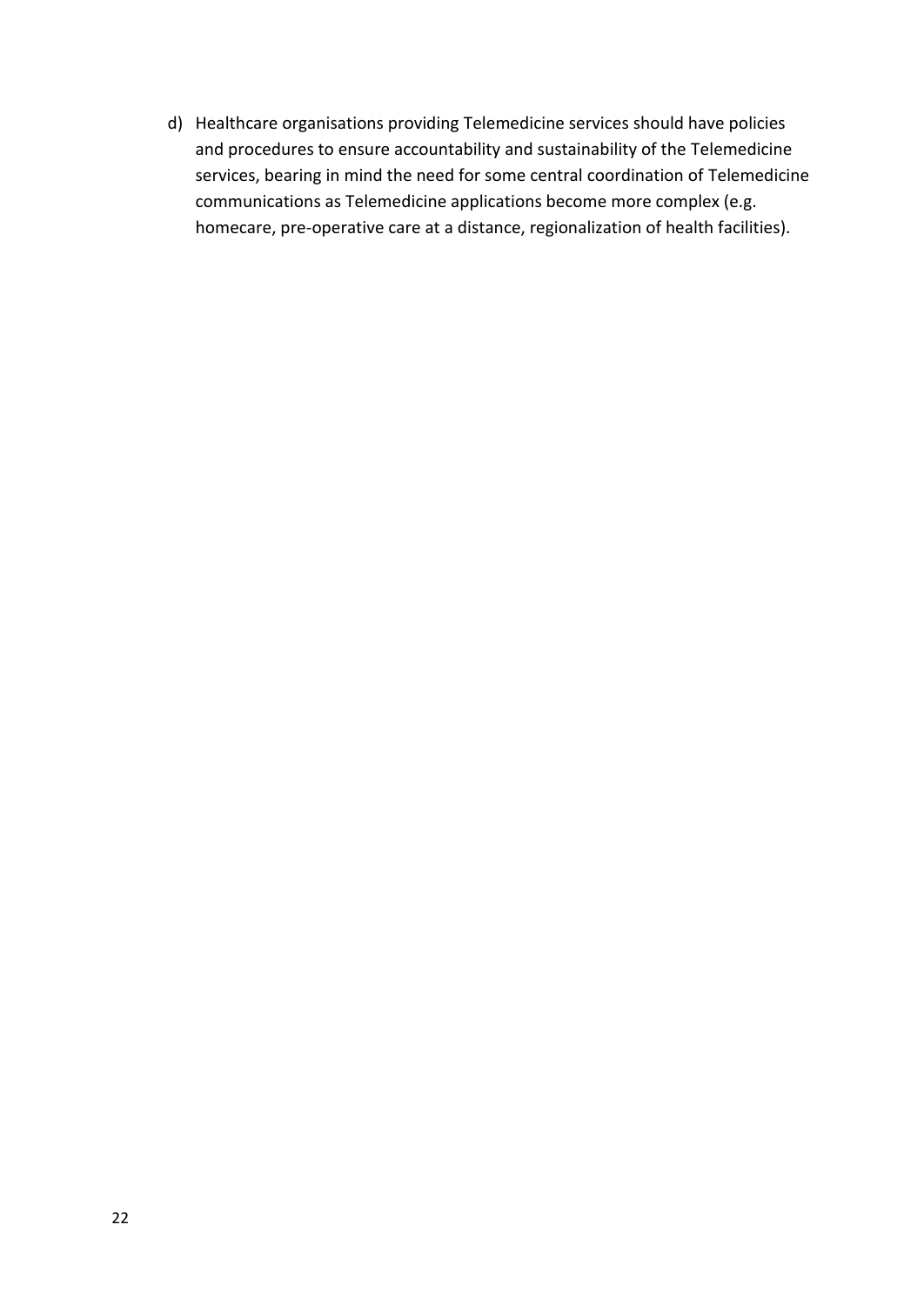d) Healthcare organisations providing Telemedicine services should have policies and procedures to ensure accountability and sustainability of the Telemedicine services, bearing in mind the need for some central coordination of Telemedicine communications as Telemedicine applications become more complex (e.g. homecare, pre-operative care at a distance, regionalization of health facilities).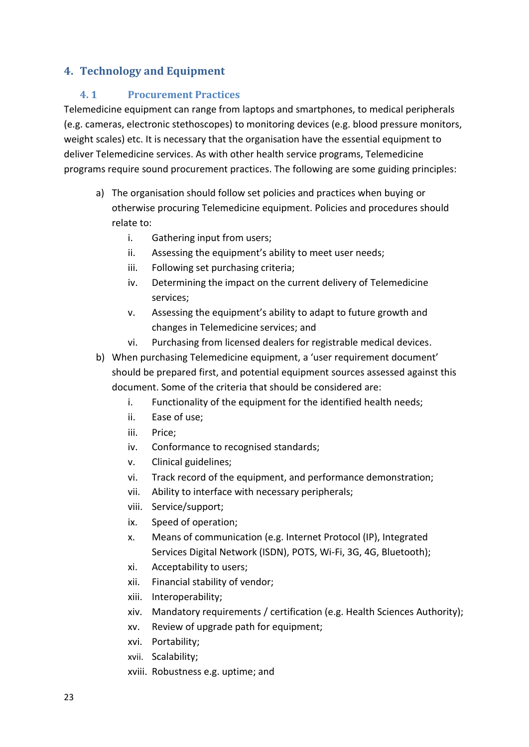## 4. Technology and Equipment

### 4.1 Procurement Practices

Telemedicine equipment can range from laptops and smartphones, to medical peripherals (e.g. cameras, electronic stethoscopes) to monitoring devices (e.g. blood pressure monitors, weight scales) etc. It is necessary that the organisation have the essential equipment to deliver Telemedicine services. As with other health service programs, Telemedicine programs require sound procurement practices. The following are some guiding principles:

a) The organisation should follow set policies and practices when buying or otherwise procuring Telemedicine equipment. Policies and procedures should relate to:
   - i. Gathering input from users;
   - ii. Assessing the equipment's ability to meet user needs;
   - iii. Following set purchasing criteria;
   - iv. Determining the impact on the current delivery of Telemedicine services;
   - v. Assessing the equipment's ability to adapt to future growth and changes in Telemedicine services; and
   - vi. Purchasing from licensed dealers for registrable medical devices.

b) When purchasing Telemedicine equipment, a 'user requirement document' should be prepared first, and potential equipment sources assessed against this document. Some of the criteria that should be considered are:
   - i. Functionality of the equipment for the identified health needs;
   - ii. Ease of use;
   - iii. Price;
   - iv. Conformance to recognised standards;
   - v. Clinical guidelines;
   - vi. Track record of the equipment, and performance demonstration;
   - vii. Ability to interface with necessary peripherals;
   - viii. Service/support;
   - ix. Speed of operation;
   - x. Means of communication (e.g. Internet Protocol (IP), Integrated Services Digital Network (ISDN), POTS, Wi-Fi, 3G, 4G, Bluetooth);
   - xi. Acceptability to users;
   - xii. Financial stability of vendor;
   - xiii. Interoperability;
   - xiv. Mandatory requirements / certification (e.g. Health Sciences Authority);
   - xv. Review of upgrade path for equipment;
   - xvi. Portability;
   - xvii. Scalability;
   - xviii. Robustness e.g. uptime; and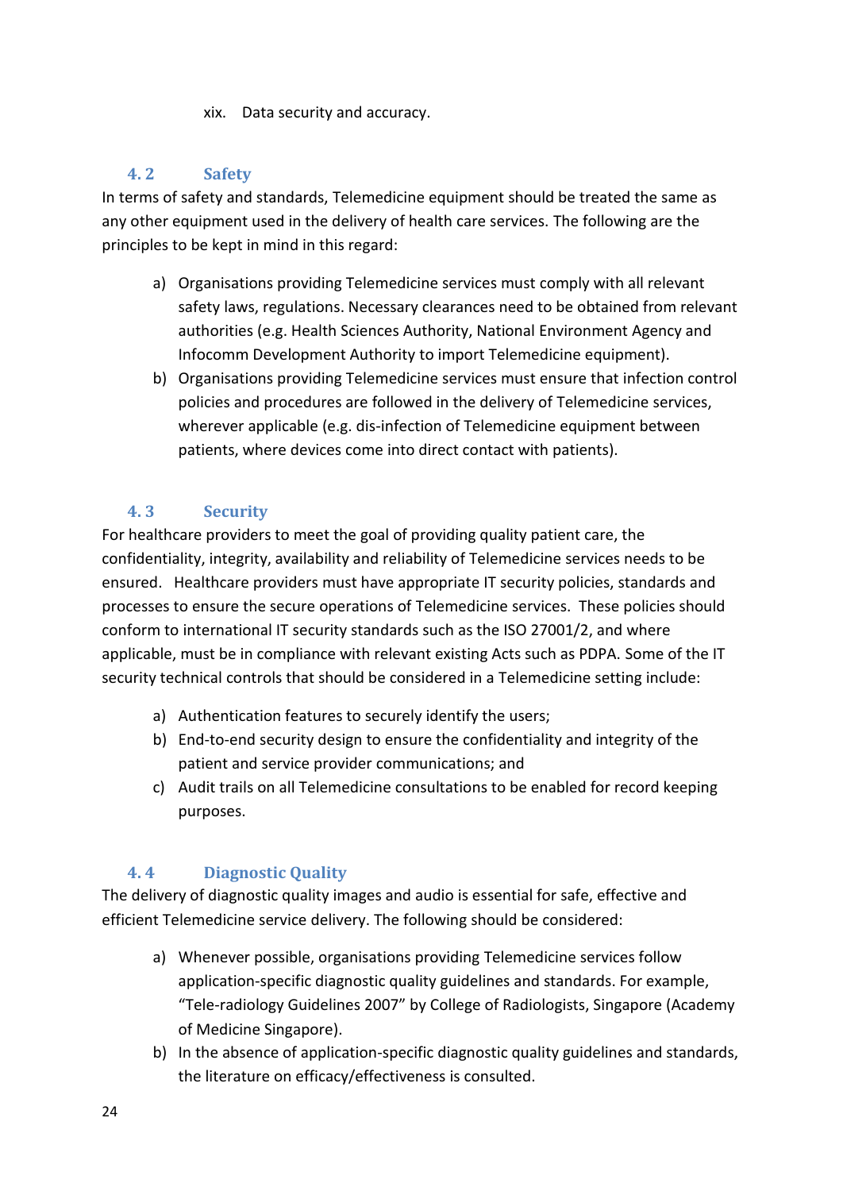xix. Data security and accuracy.

## 4. 2 Safety

In terms of safety and standards, Telemedicine equipment should be treated the same as any other equipment used in the delivery of health care services. The following are the principles to be kept in mind in this regard:

a) Organisations providing Telemedicine services must comply with all relevant safety laws, regulations. Necessary clearances need to be obtained from relevant authorities (e.g. Health Sciences Authority, National Environment Agency and Infocomm Development Authority to import Telemedicine equipment).
b) Organisations providing Telemedicine services must ensure that infection control policies and procedures are followed in the delivery of Telemedicine services, wherever applicable (e.g. dis-infection of Telemedicine equipment between patients, where devices come into direct contact with patients).

## 4. 3 Security

For healthcare providers to meet the goal of providing quality patient care, the confidentiality, integrity, availability and reliability of Telemedicine services needs to be ensured. Healthcare providers must have appropriate IT security policies, standards and processes to ensure the secure operations of Telemedicine services. These policies should conform to international IT security standards such as the ISO 27001/2, and where applicable, must be in compliance with relevant existing Acts such as PDPA. Some of the IT security technical controls that should be considered in a Telemedicine setting include:

a) Authentication features to securely identify the users;
b) End-to-end security design to ensure the confidentiality and integrity of the patient and service provider communications; and
c) Audit trails on all Telemedicine consultations to be enabled for record keeping purposes.

## 4. 4 Diagnostic Quality

The delivery of diagnostic quality images and audio is essential for safe, effective and efficient Telemedicine service delivery. The following should be considered:

a) Whenever possible, organisations providing Telemedicine services follow application-specific diagnostic quality guidelines and standards. For example, “Tele-radiology Guidelines 2007” by College of Radiologists, Singapore (Academy of Medicine Singapore).
b) In the absence of application-specific diagnostic quality guidelines and standards, the literature on efficacy/effectiveness is consulted.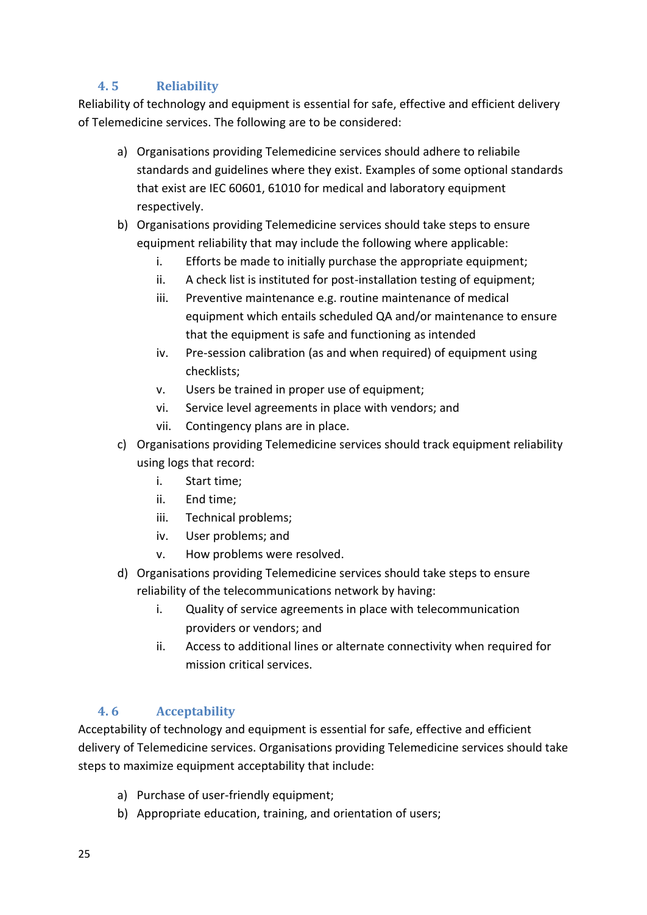### 4. 5 Reliability

Reliability of technology and equipment is essential for safe, effective and efficient delivery of Telemedicine services. The following are to be considered:

a) Organisations providing Telemedicine services should adhere to reliabile standards and guidelines where they exist. Examples of some optional standards that exist are IEC 60601, 61010 for medical and laboratory equipment respectively.

b) Organisations providing Telemedicine services should take steps to ensure equipment reliability that may include the following where applicable:

    i. Efforts be made to initially purchase the appropriate equipment;
    ii. A check list is instituted for post-installation testing of equipment;
    iii. Preventive maintenance e.g. routine maintenance of medical equipment which entails scheduled QA and/or maintenance to ensure that the equipment is safe and functioning as intended
    iv. Pre-session calibration (as and when required) of equipment using checklists;
    v. Users be trained in proper use of equipment;
    vi. Service level agreements in place with vendors; and
    vii. Contingency plans are in place.

c) Organisations providing Telemedicine services should track equipment reliability using logs that record:

    i. Start time;
    ii. End time;
    iii. Technical problems;
    iv. User problems; and
    v. How problems were resolved.

d) Organisations providing Telemedicine services should take steps to ensure reliability of the telecommunications network by having:

    i. Quality of service agreements in place with telecommunication providers or vendors; and
    ii. Access to additional lines or alternate connectivity when required for mission critical services.

### 4. 6 Acceptability

Acceptability of technology and equipment is essential for safe, effective and efficient delivery of Telemedicine services. Organisations providing Telemedicine services should take steps to maximize equipment acceptability that include:

a) Purchase of user-friendly equipment;
b) Appropriate education, training, and orientation of users;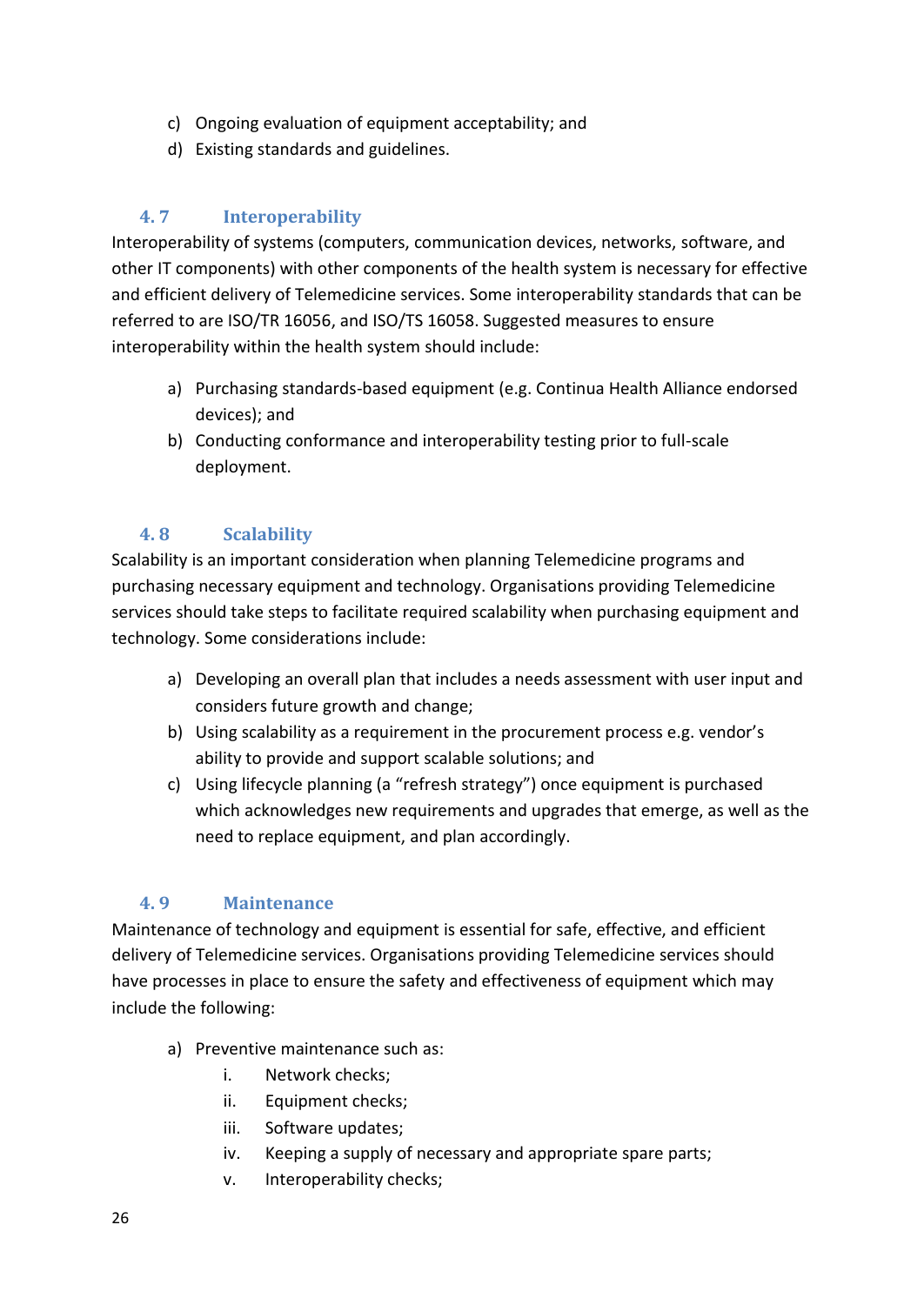c) Ongoing evaluation of equipment acceptability; and
d) Existing standards and guidelines.

### 4.7 Interoperability

Interoperability of systems (computers, communication devices, networks, software, and other IT components) with other components of the health system is necessary for effective and efficient delivery of Telemedicine services. Some interoperability standards that can be referred to are ISO/TR 16056, and ISO/TS 16058. Suggested measures to ensure interoperability within the health system should include:

a) Purchasing standards-based equipment (e.g. Continua Health Alliance endorsed devices); and
b) Conducting conformance and interoperability testing prior to full-scale deployment.

### 4.8 Scalability

Scalability is an important consideration when planning Telemedicine programs and purchasing necessary equipment and technology. Organisations providing Telemedicine services should take steps to facilitate required scalability when purchasing equipment and technology. Some considerations include:

a) Developing an overall plan that includes a needs assessment with user input and considers future growth and change;
b) Using scalability as a requirement in the procurement process e.g. vendor's ability to provide and support scalable solutions; and
c) Using lifecycle planning (a "refresh strategy") once equipment is purchased which acknowledges new requirements and upgrades that emerge, as well as the need to replace equipment, and plan accordingly.

### 4.9 Maintenance

Maintenance of technology and equipment is essential for safe, effective, and efficient delivery of Telemedicine services. Organisations providing Telemedicine services should have processes in place to ensure the safety and effectiveness of equipment which may include the following:

a) Preventive maintenance such as:
   i. Network checks;
   ii. Equipment checks;
   iii. Software updates;
   iv. Keeping a supply of necessary and appropriate spare parts;
   v. Interoperability checks;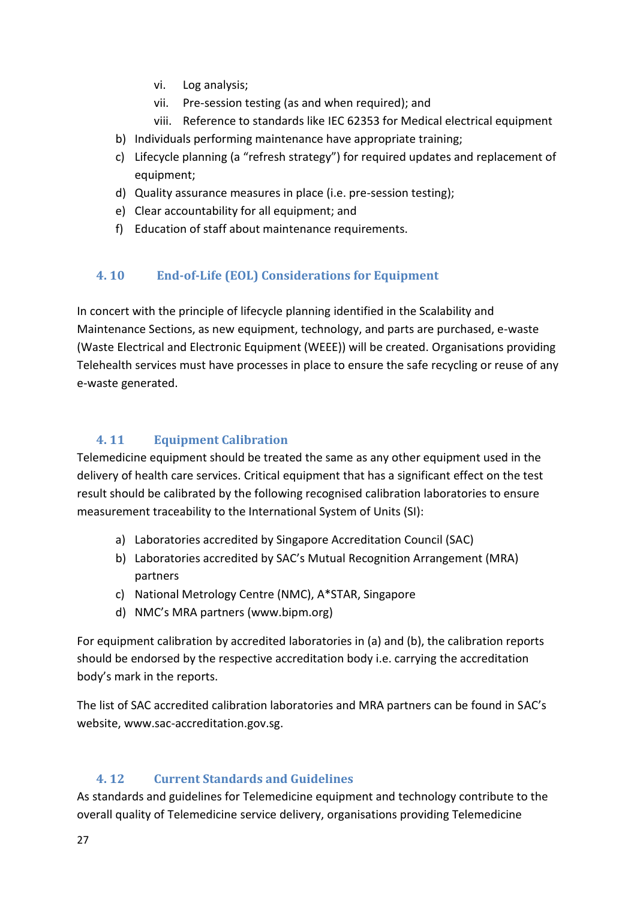- vi. Log analysis;
   - vii. Pre-session testing (as and when required); and
   - viii. Reference to standards like IEC 62353 for Medical electrical equipment

b) Individuals performing maintenance have appropriate training;

c) Lifecycle planning (a “refresh strategy”) for required updates and replacement of equipment;

d) Quality assurance measures in place (i.e. pre-session testing);

e) Clear accountability for all equipment; and

f) Education of staff about maintenance requirements.

## 4. 10 End-of-Life (EOL) Considerations for Equipment

In concert with the principle of lifecycle planning identified in the Scalability and Maintenance Sections, as new equipment, technology, and parts are purchased, e-waste (Waste Electrical and Electronic Equipment (WEEE)) will be created. Organisations providing Telehealth services must have processes in place to ensure the safe recycling or reuse of any e-waste generated.

## 4. 11 Equipment Calibration

Telemedicine equipment should be treated the same as any other equipment used in the delivery of health care services. Critical equipment that has a significant effect on the test result should be calibrated by the following recognised calibration laboratories to ensure measurement traceability to the International System of Units (SI):

a) Laboratories accredited by Singapore Accreditation Council (SAC)

b) Laboratories accredited by SAC’s Mutual Recognition Arrangement (MRA) partners

c) National Metrology Centre (NMC), A*STAR, Singapore

d) NMC’s MRA partners (www.bipm.org)

For equipment calibration by accredited laboratories in (a) and (b), the calibration reports should be endorsed by the respective accreditation body i.e. carrying the accreditation body’s mark in the reports.

The list of SAC accredited calibration laboratories and MRA partners can be found in SAC’s website, www.sac-accreditation.gov.sg.

## 4. 12 Current Standards and Guidelines

As standards and guidelines for Telemedicine equipment and technology contribute to the overall quality of Telemedicine service delivery, organisations providing Telemedicine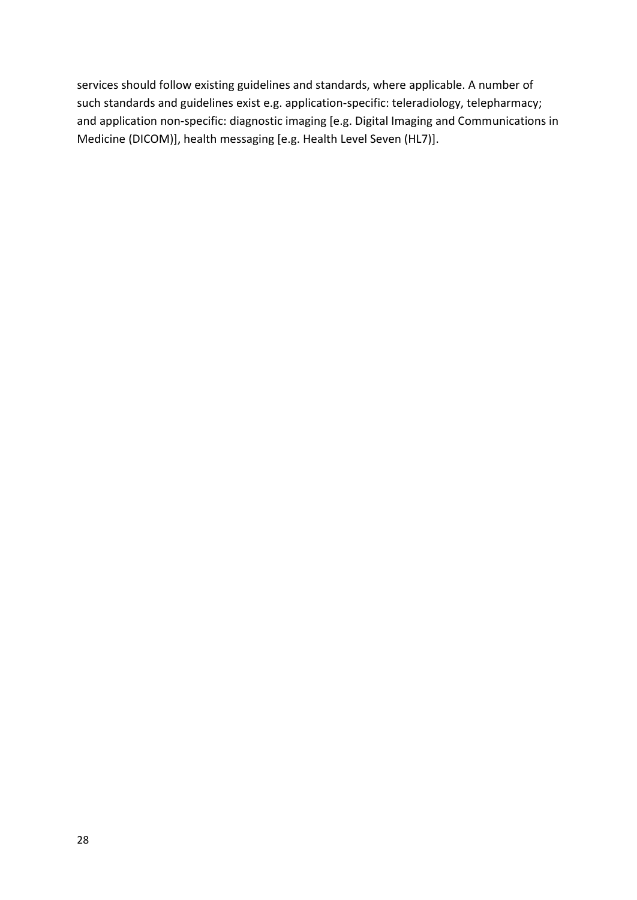services should follow existing guidelines and standards, where applicable. A number of such standards and guidelines exist e.g. application-specific: teleradiology, telepharmacy; and application non-specific: diagnostic imaging [e.g. Digital Imaging and Communications in Medicine (DICOM)], health messaging [e.g. Health Level Seven (HL7)].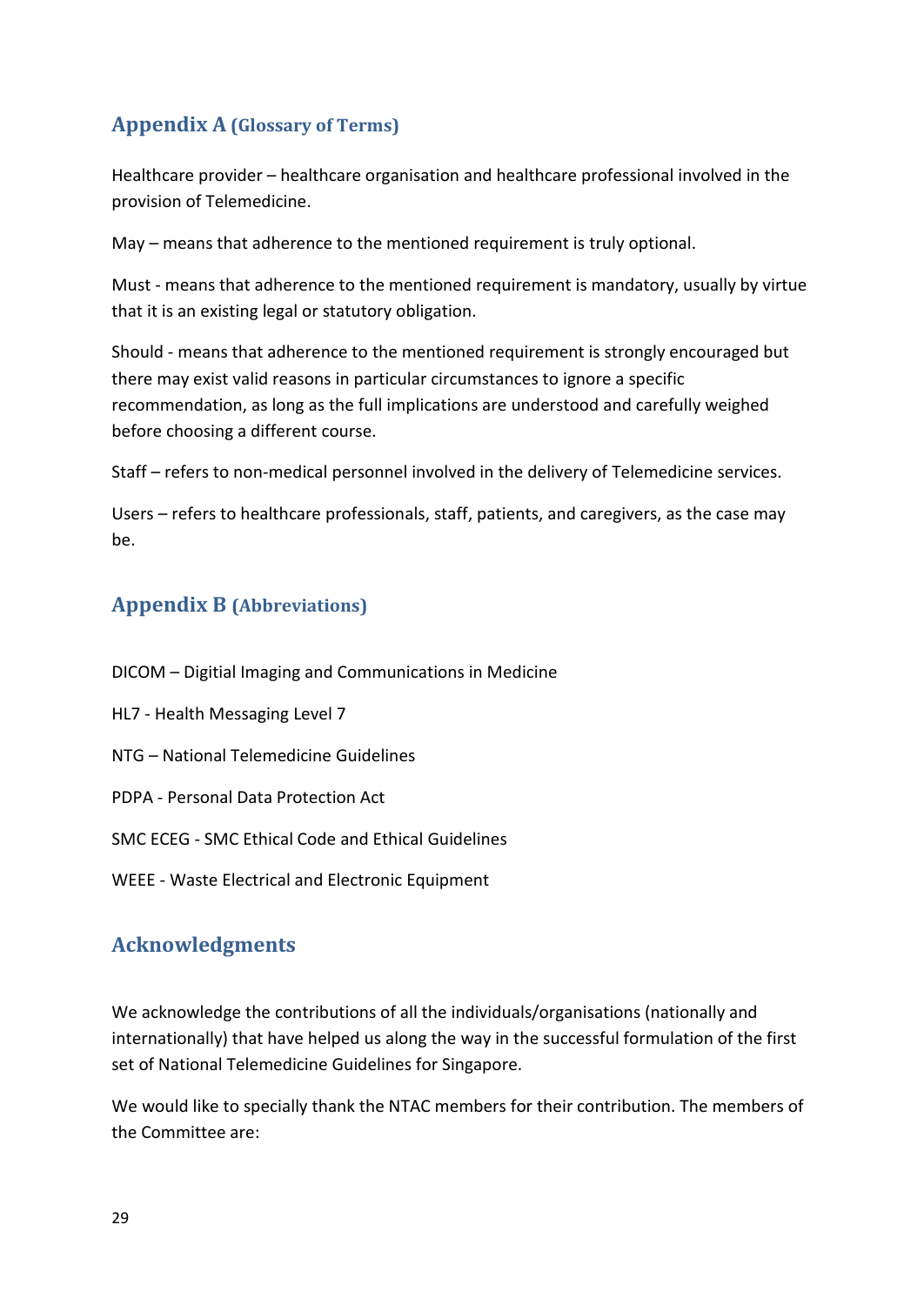## Appendix A (Glossary of Terms)

Healthcare provider – healthcare organisation and healthcare professional involved in the provision of Telemedicine.

May – means that adherence to the mentioned requirement is truly optional.

Must - means that adherence to the mentioned requirement is mandatory, usually by virtue that it is an existing legal or statutory obligation.

Should - means that adherence to the mentioned requirement is strongly encouraged but there may exist valid reasons in particular circumstances to ignore a specific recommendation, as long as the full implications are understood and carefully weighed before choosing a different course.

Staff – refers to non-medical personnel involved in the delivery of Telemedicine services.

Users – refers to healthcare professionals, staff, patients, and caregivers, as the case may be.

## Appendix B (Abbreviations)

DICOM – Digitial Imaging and Communications in Medicine

HL7 - Health Messaging Level 7

NTG – National Telemedicine Guidelines

PDPA - Personal Data Protection Act

SMC ECEG - SMC Ethical Code and Ethical Guidelines

WEEE - Waste Electrical and Electronic Equipment

## Acknowledgments

We acknowledge the contributions of all the individuals/organisations (nationally and internationally) that have helped us along the way in the successful formulation of the first set of National Telemedicine Guidelines for Singapore.

We would like to specially thank the NTAC members for their contribution. The members of the Committee are: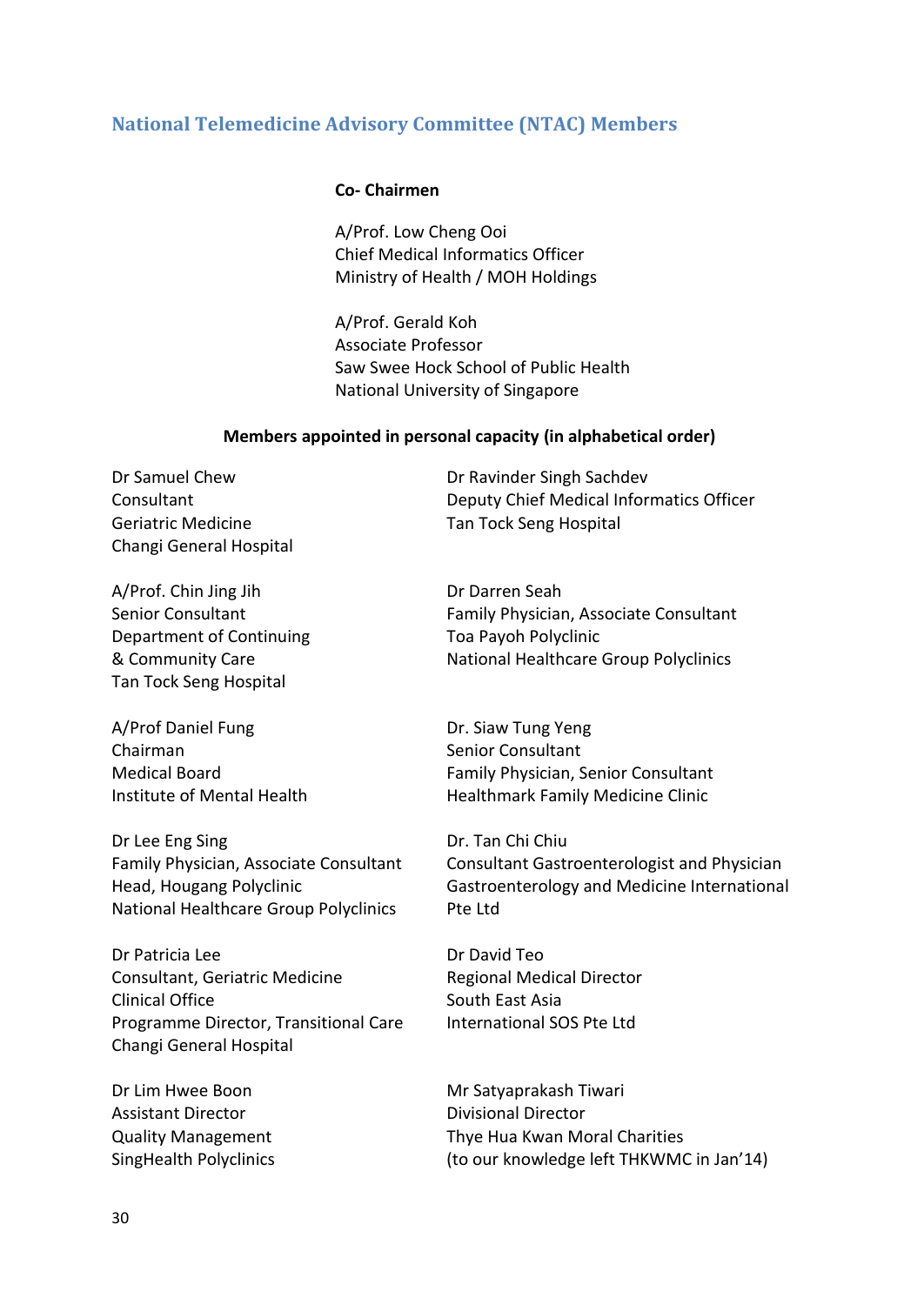## National Telemedicine Advisory Committee (NTAC) Members

**Co- Chairmen**

A/Prof. Low Cheng Ooi
Chief Medical Informatics Officer
Ministry of Health / MOH Holdings

A/Prof. Gerald Koh
Associate Professor
Saw Swee Hock School of Public Health
National University of Singapore

**Members appointed in personal capacity (in alphabetical order)**

Dr Samuel Chew
Consultant
Geriatric Medicine
Changi General Hospital

A/Prof. Chin Jing Jih
Senior Consultant
Department of Continuing
& Community Care
Tan Tock Seng Hospital

A/Prof Daniel Fung
Chairman
Medical Board
Institute of Mental Health

Dr Lee Eng Sing
Family Physician, Associate Consultant
Head, Hougang Polyclinic
National Healthcare Group Polyclinics

Dr Patricia Lee
Consultant, Geriatric Medicine
Clinical Office
Programme Director, Transitional Care
Changi General Hospital

Dr Lim Hwee Boon
Assistant Director
Quality Management
SingHealth Polyclinics

Dr Ravinder Singh Sachdev
Deputy Chief Medical Informatics Officer
Tan Tock Seng Hospital

Dr Darren Seah
Family Physician, Associate Consultant
Toa Payoh Polyclinic
National Healthcare Group Polyclinics

Dr. Siaw Tung Yeng
Senior Consultant
Family Physician, Senior Consultant
Healthmark Family Medicine Clinic

Dr. Tan Chi Chiu
Consultant Gastroenterologist and Physician
Gastroenterology and Medicine International
Pte Ltd

Dr David Teo
Regional Medical Director
South East Asia
International SOS Pte Ltd

Mr Satyaprakash Tiwari
Divisional Director
Thye Hua Kwan Moral Charities
(to our knowledge left THKWMC in Jan'14)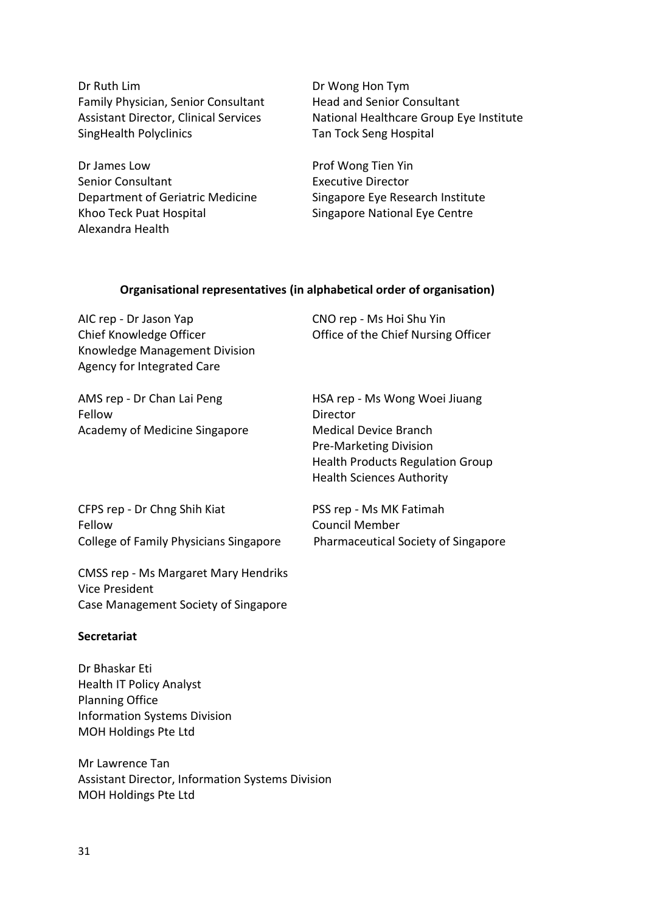Dr Ruth Lim
Family Physician, Senior Consultant
Assistant Director, Clinical Services
SingHealth Polyclinics

Dr James Low
Senior Consultant
Department of Geriatric Medicine
Khoo Teck Puat Hospital
Alexandra Health

Dr Wong Hon Tym
Head and Senior Consultant
National Healthcare Group Eye Institute
Tan Tock Seng Hospital

Prof Wong Tien Yin
Executive Director
Singapore Eye Research Institute
Singapore National Eye Centre

**Organisational representatives (in alphabetical order of organisation)**

AIC rep - Dr Jason Yap
Chief Knowledge Officer
Knowledge Management Division
Agency for Integrated Care

AMS rep - Dr Chan Lai Peng
Fellow
Academy of Medicine Singapore

CFPS rep - Dr Chng Shih Kiat
Fellow
College of Family Physicians Singapore

CMSS rep - Ms Margaret Mary Hendriks
Vice President
Case Management Society of Singapore

CNO rep - Ms Hoi Shu Yin
Office of the Chief Nursing Officer

HSA rep - Ms Wong Woei Jiuang
Director
Medical Device Branch
Pre-Marketing Division
Health Products Regulation Group
Health Sciences Authority

PSS rep - Ms MK Fatimah
Council Member
Pharmaceutical Society of Singapore

**Secretariat**

Dr Bhaskar Eti
Health IT Policy Analyst
Planning Office
Information Systems Division
MOH Holdings Pte Ltd

Mr Lawrence Tan
Assistant Director, Information Systems Division
MOH Holdings Pte Ltd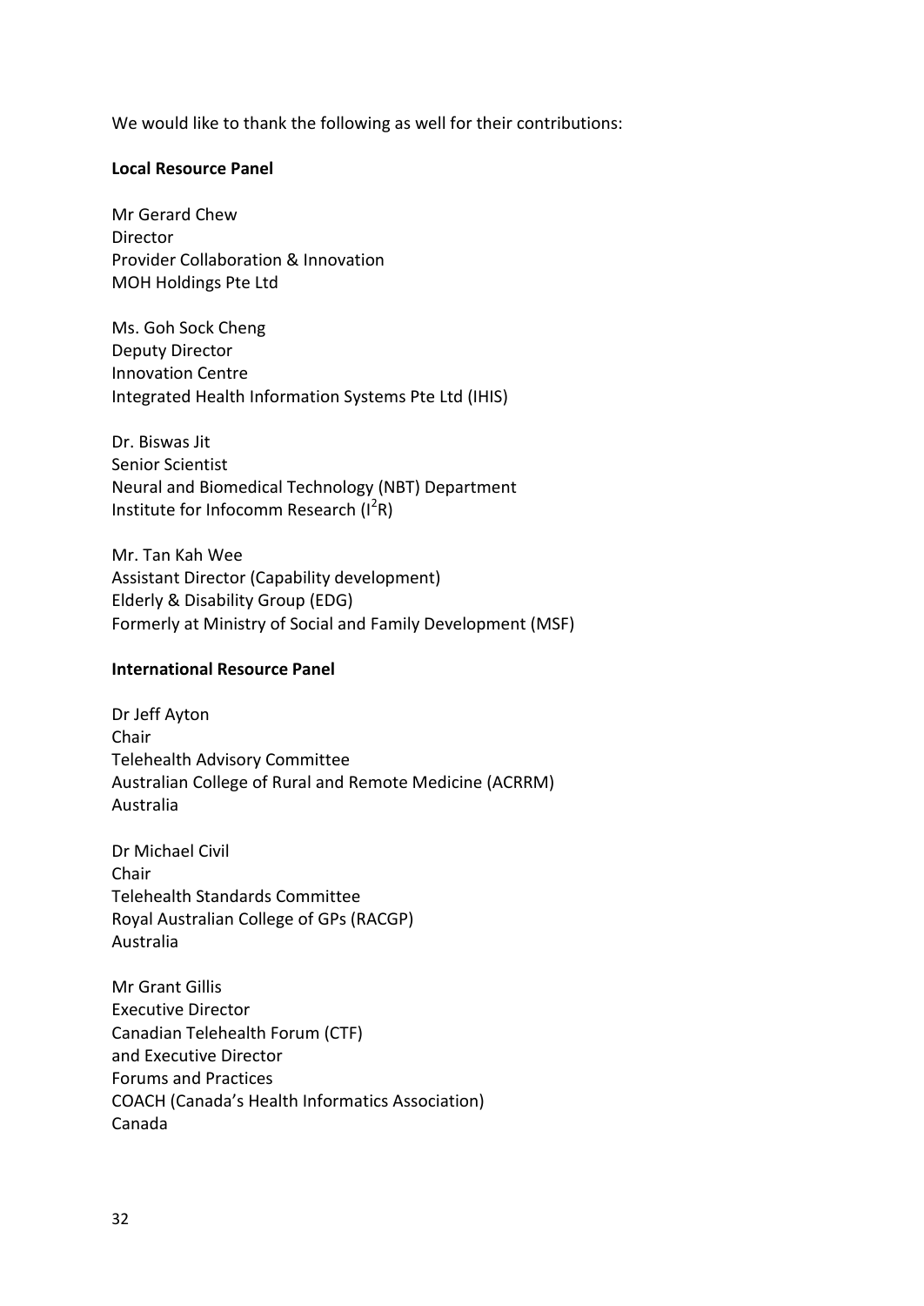We would like to thank the following as well for their contributions:

**Local Resource Panel**

Mr Gerard Chew
Director
Provider Collaboration & Innovation
MOH Holdings Pte Ltd

Ms. Goh Sock Cheng
Deputy Director
Innovation Centre
Integrated Health Information Systems Pte Ltd (IHIS)

Dr. Biswas Jit
Senior Scientist
Neural and Biomedical Technology (NBT) Department
Institute for Infocomm Research ($I^2R$)

Mr. Tan Kah Wee
Assistant Director (Capability development)
Elderly & Disability Group (EDG)
Formerly at Ministry of Social and Family Development (MSF)

**International Resource Panel**

Dr Jeff Ayton
Chair
Telehealth Advisory Committee
Australian College of Rural and Remote Medicine (ACRRM)
Australia

Dr Michael Civil
Chair
Telehealth Standards Committee
Royal Australian College of GPs (RACGP)
Australia

Mr Grant Gillis
Executive Director
Canadian Telehealth Forum (CTF)
and Executive Director
Forums and Practices
COACH (Canada's Health Informatics Association)
Canada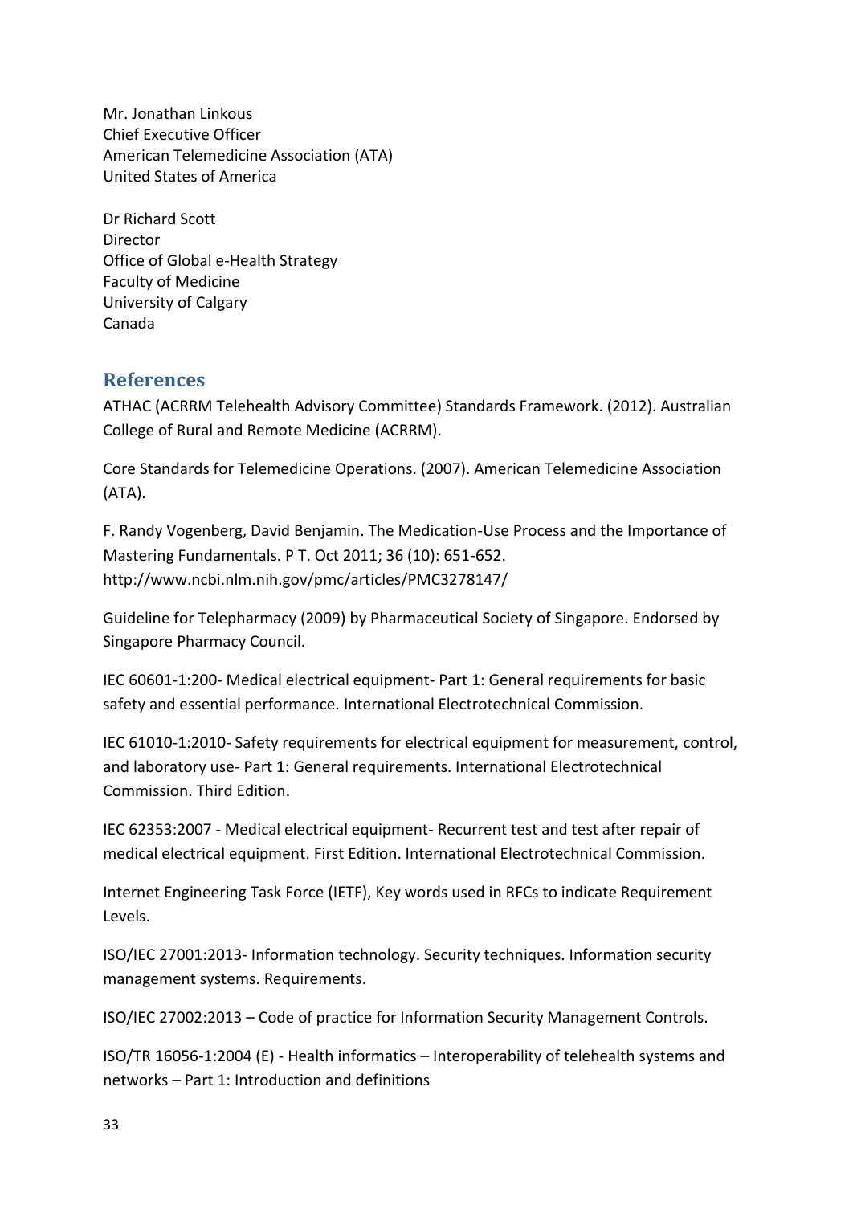Mr. Jonathan Linkous
Chief Executive Officer
American Telemedicine Association (ATA)
United States of America

Dr Richard Scott
Director
Office of Global e-Health Strategy
Faculty of Medicine
University of Calgary
Canada

## References

ATHAC (ACRRM Telehealth Advisory Committee) Standards Framework. (2012). Australian College of Rural and Remote Medicine (ACRRM).

Core Standards for Telemedicine Operations. (2007). American Telemedicine Association (ATA).

F. Randy Vogenberg, David Benjamin. The Medication-Use Process and the Importance of Mastering Fundamentals. P T. Oct 2011; 36 (10): 651-652. http://www.ncbi.nlm.nih.gov/pmc/articles/PMC3278147/

Guideline for Telepharmacy (2009) by Pharmaceutical Society of Singapore. Endorsed by Singapore Pharmacy Council.

IEC 60601-1:200- Medical electrical equipment- Part 1: General requirements for basic safety and essential performance. International Electrotechnical Commission.

IEC 61010-1:2010- Safety requirements for electrical equipment for measurement, control, and laboratory use- Part 1: General requirements. International Electrotechnical Commission. Third Edition.

IEC 62353:2007 - Medical electrical equipment- Recurrent test and test after repair of medical electrical equipment. First Edition. International Electrotechnical Commission.

Internet Engineering Task Force (IETF), Key words used in RFCs to indicate Requirement Levels.

ISO/IEC 27001:2013- Information technology. Security techniques. Information security management systems. Requirements.

ISO/IEC 27002:2013 – Code of practice for Information Security Management Controls.

ISO/TR 16056-1:2004 (E) - Health informatics – Interoperability of telehealth systems and networks – Part 1: Introduction and definitions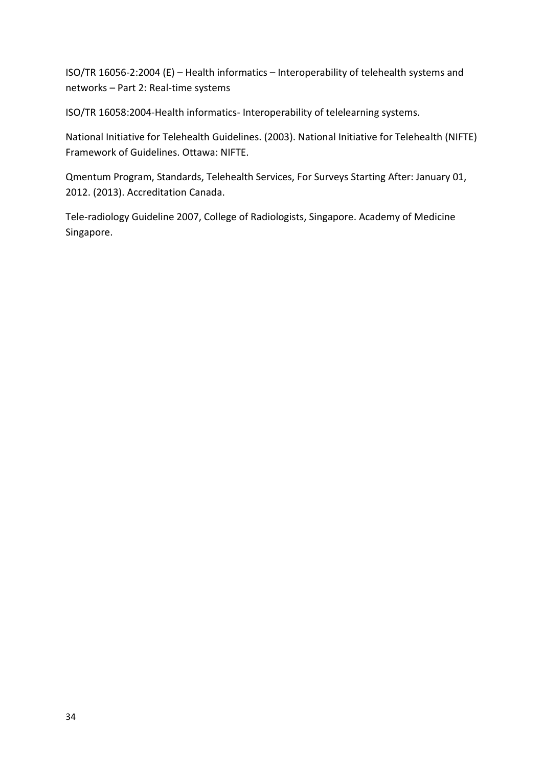ISO/TR 16056-2:2004 (E) – Health informatics – Interoperability of telehealth systems and networks – Part 2: Real-time systems

ISO/TR 16058:2004-Health informatics- Interoperability of telelearning systems.

National Initiative for Telehealth Guidelines. (2003). National Initiative for Telehealth (NIFTE) Framework of Guidelines. Ottawa: NIFTE.

Qmentum Program, Standards, Telehealth Services, For Surveys Starting After: January 01, 2012. (2013). Accreditation Canada.

Tele-radiology Guideline 2007, College of Radiologists, Singapore. Academy of Medicine Singapore.